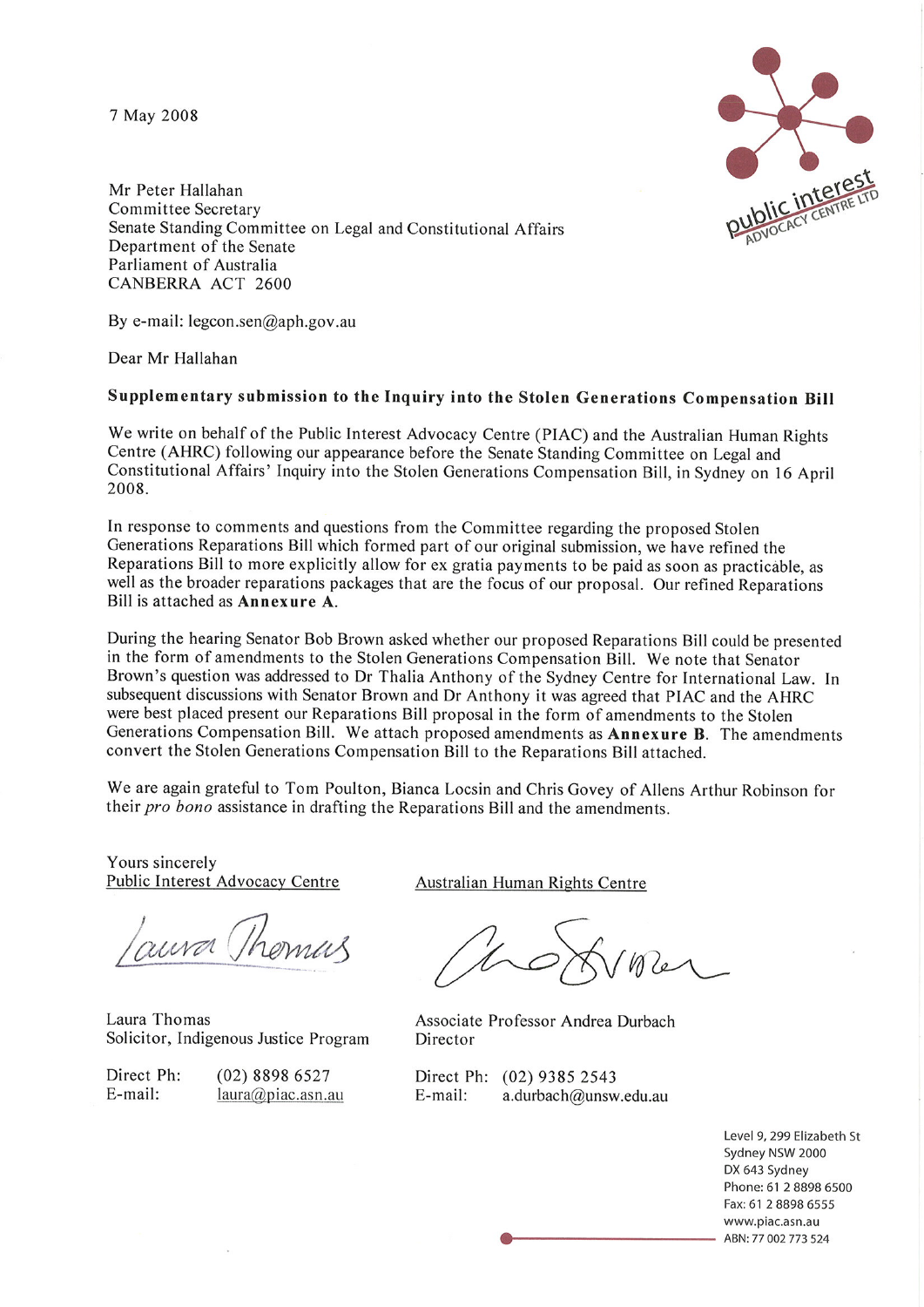7 May 2008

Mr Peter Hallahan
Committee Secretary
Senate Standing Committee on Legal and Constitutional Affairs
Department of the Senate
Parliament of Australia
CANBERRA ACT 2600

By e-mail: legcon.sen@aph.gov.au

Dear Mr Hallahan

**Supplementary submission to the Inquiry into the Stolen Generations Compensation Bill**

We write on behalf of the Public Interest Advocacy Centre (PIAC) and the Australian Human Rights Centre (AHRC) following our appearance before the Senate Standing Committee on Legal and Constitutional Affairs' Inquiry into the Stolen Generations Compensation Bill, in Sydney on 16 April 2008.

In response to comments and questions from the Committee regarding the proposed Stolen Generations Reparations Bill which formed part of our original submission, we have refined the Reparations Bill to more explicitly allow for ex gratia payments to be paid as soon as practicable, as well as the broader reparations packages that are the focus of our proposal. Our refined Reparations Bill is attached as **Annexure A**.

During the hearing Senator Bob Brown asked whether our proposed Reparations Bill could be presented in the form of amendments to the Stolen Generations Compensation Bill. We note that Senator Brown's question was addressed to Dr Thalia Anthony of the Sydney Centre for International Law. In subsequent discussions with Senator Brown and Dr Anthony it was agreed that PIAC and the AHRC were best placed present our Reparations Bill proposal in the form of amendments to the Stolen Generations Compensation Bill. We attach proposed amendments as **Annexure B**. The amendments convert the Stolen Generations Compensation Bill to the Reparations Bill attached.

We are again grateful to Tom Poulton, Bianca Locsin and Chris Govey of Allens Arthur Robinson for their *pro bono* assistance in drafting the Reparations Bill and the amendments.

Yours sincerely

Public Interest Advocacy Centre

Laura Thomas
Solicitor, Indigenous Justice Program

Direct Ph: (02) 8898 6527
E-mail: laura@piac.asn.au

Australian Human Rights Centre

Associate Professor Andrea Durbach
Director

Direct Ph: (02) 9385 2543
E-mail: a.durbach@unsw.edu.au

Level 9, 299 Elizabeth St
Sydney NSW 2000
DX 643 Sydney
Phone: 61 2 8898 6500
Fax: 61 2 8898 6555
www.piac.asn.au
ABN: 77 002 773 524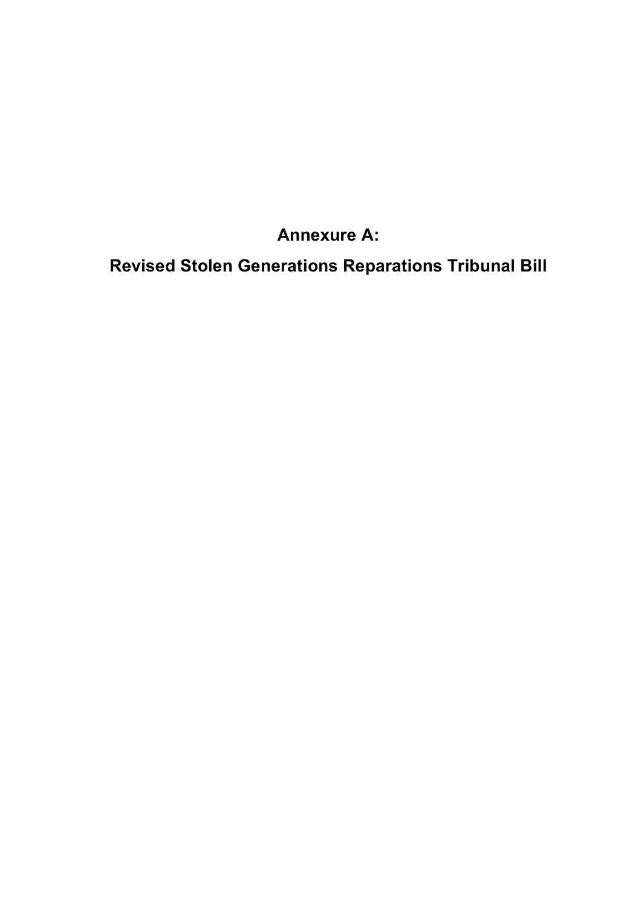# Annexure A:

# Revised Stolen Generations Reparations Tribunal Bill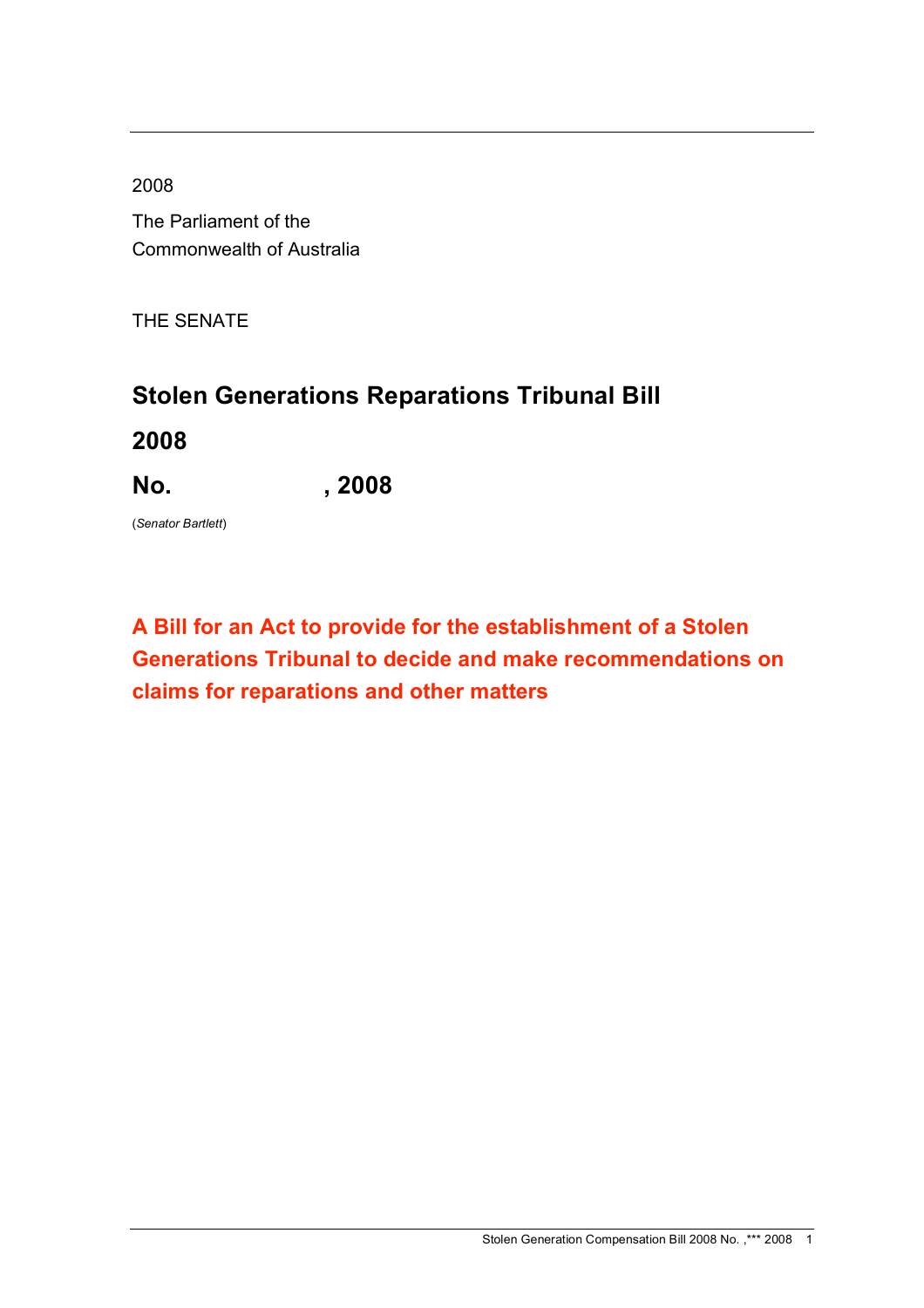2008

The Parliament of the Commonwealth of Australia

THE SENATE

# Stolen Generations Reparations Tribunal Bill 2008

## No.                    , 2008

(*Senator Bartlett*)

**A Bill for an Act to provide for the establishment of a Stolen Generations Tribunal to decide and make recommendations on claims for reparations and other matters**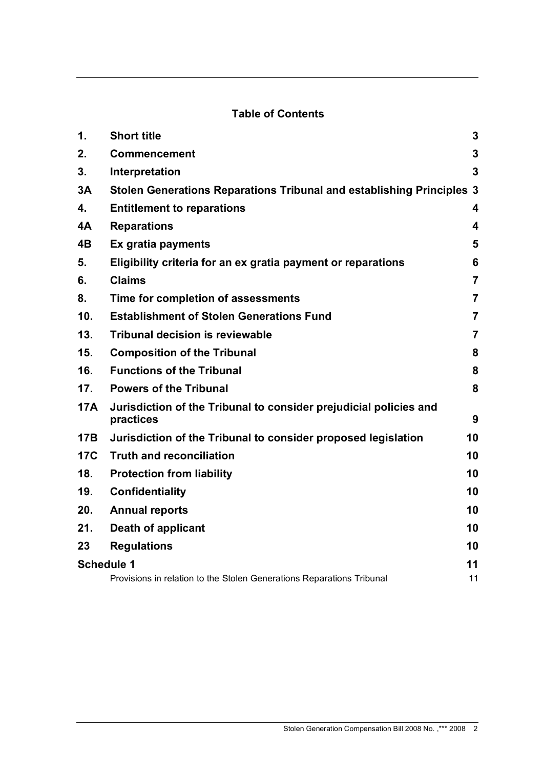## Table of Contents

| | | |
|---|---|---|
| **1.** | **Short title** | **3** |
| **2.** | **Commencement** | **3** |
| **3.** | **Interpretation** | **3** |
| **3A** | **Stolen Generations Reparations Tribunal and establishing Principles** | **3** |
| **4.** | **Entitlement to reparations** | **4** |
| **4A** | **Reparations** | **4** |
| **4B** | **Ex gratia payments** | **5** |
| **5.** | **Eligibility criteria for an ex gratia payment or reparations** | **6** |
| **6.** | **Claims** | **7** |
| **8.** | **Time for completion of assessments** | **7** |
| **10.** | **Establishment of Stolen Generations Fund** | **7** |
| **13.** | **Tribunal decision is reviewable** | **7** |
| **15.** | **Composition of the Tribunal** | **8** |
| **16.** | **Functions of the Tribunal** | **8** |
| **17.** | **Powers of the Tribunal** | **8** |
| **17A** | **Jurisdiction of the Tribunal to consider prejudicial policies and practices** | **9** |
| **17B** | **Jurisdiction of the Tribunal to consider proposed legislation** | **10** |
| **17C** | **Truth and reconciliation** | **10** |
| **18.** | **Protection from liability** | **10** |
| **19.** | **Confidentiality** | **10** |
| **20.** | **Annual reports** | **10** |
| **21.** | **Death of applicant** | **10** |
| **23** | **Regulations** | **10** |
| **Schedule 1** | | **11** |
| | Provisions in relation to the Stolen Generations Reparations Tribunal | 11 |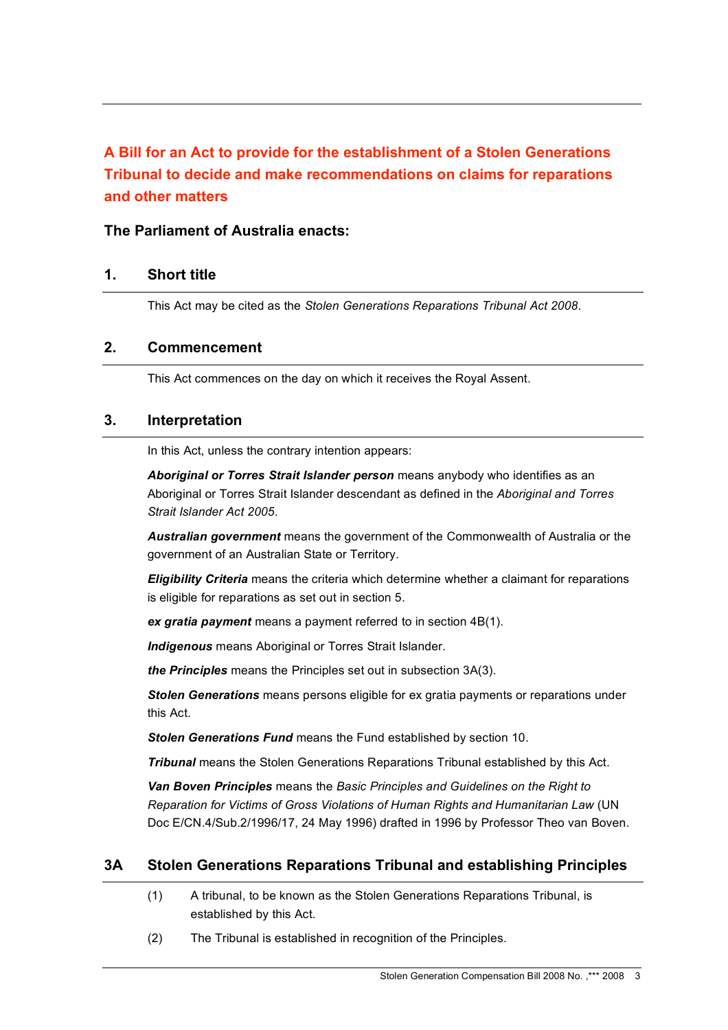# A Bill for an Act to provide for the establishment of a Stolen Generations Tribunal to decide and make recommendations on claims for reparations and other matters

**The Parliament of Australia enacts:**

## 1. Short title

This Act may be cited as the *Stolen Generations Reparations Tribunal Act 2008*.

## 2. Commencement

This Act commences on the day on which it receives the Royal Assent.

## 3. Interpretation

In this Act, unless the contrary intention appears:

***Aboriginal or Torres Strait Islander person*** means anybody who identifies as an Aboriginal or Torres Strait Islander descendant as defined in the *Aboriginal and Torres Strait Islander Act 2005*.

***Australian government*** means the government of the Commonwealth of Australia or the government of an Australian State or Territory.

***Eligibility Criteria*** means the criteria which determine whether a claimant for reparations is eligible for reparations as set out in section 5.

***ex gratia payment*** means a payment referred to in section 4B(1).

***Indigenous*** means Aboriginal or Torres Strait Islander.

***the Principles*** means the Principles set out in subsection 3A(3).

***Stolen Generations*** means persons eligible for ex gratia payments or reparations under this Act.

***Stolen Generations Fund*** means the Fund established by section 10.

***Tribunal*** means the Stolen Generations Reparations Tribunal established by this Act.

***Van Boven Principles*** means the *Basic Principles and Guidelines on the Right to Reparation for Victims of Gross Violations of Human Rights and Humanitarian Law* (UN Doc E/CN.4/Sub.2/1996/17, 24 May 1996) drafted in 1996 by Professor Theo van Boven.

## 3A Stolen Generations Reparations Tribunal and establishing Principles

(1) A tribunal, to be known as the Stolen Generations Reparations Tribunal, is established by this Act.

(2) The Tribunal is established in recognition of the Principles.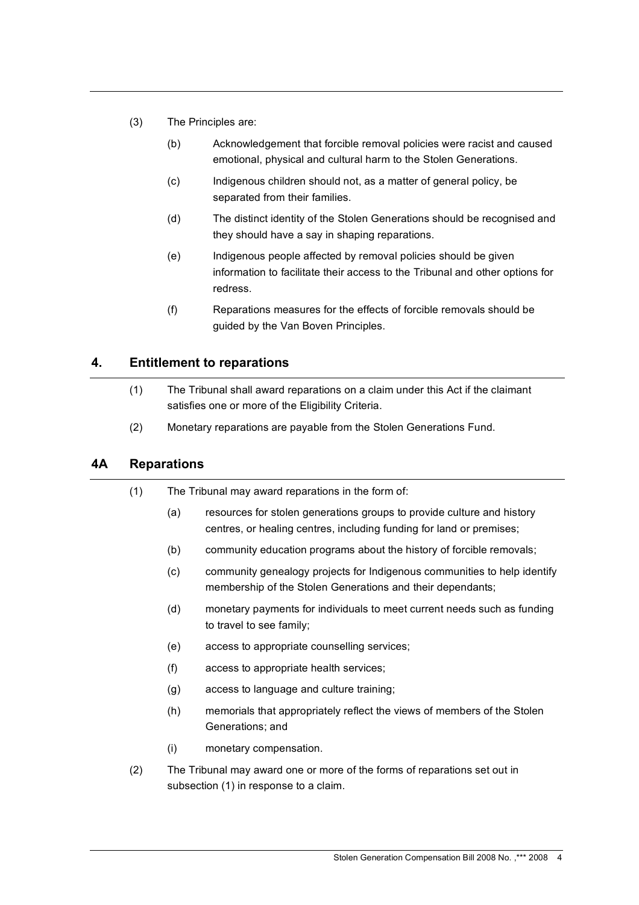(3) The Principles are:

(b) Acknowledgement that forcible removal policies were racist and caused emotional, physical and cultural harm to the Stolen Generations.

(c) Indigenous children should not, as a matter of general policy, be separated from their families.

(d) The distinct identity of the Stolen Generations should be recognised and they should have a say in shaping reparations.

(e) Indigenous people affected by removal policies should be given information to facilitate their access to the Tribunal and other options for redress.

(f) Reparations measures for the effects of forcible removals should be guided by the Van Boven Principles.

## 4. Entitlement to reparations

(1) The Tribunal shall award reparations on a claim under this Act if the claimant satisfies one or more of the Eligibility Criteria.

(2) Monetary reparations are payable from the Stolen Generations Fund.

## 4A Reparations

(1) The Tribunal may award reparations in the form of:

(a) resources for stolen generations groups to provide culture and history centres, or healing centres, including funding for land or premises;

(b) community education programs about the history of forcible removals;

(c) community genealogy projects for Indigenous communities to help identify membership of the Stolen Generations and their dependants;

(d) monetary payments for individuals to meet current needs such as funding to travel to see family;

(e) access to appropriate counselling services;

(f) access to appropriate health services;

(g) access to language and culture training;

(h) memorials that appropriately reflect the views of members of the Stolen Generations; and

(i) monetary compensation.

(2) The Tribunal may award one or more of the forms of reparations set out in subsection (1) in response to a claim.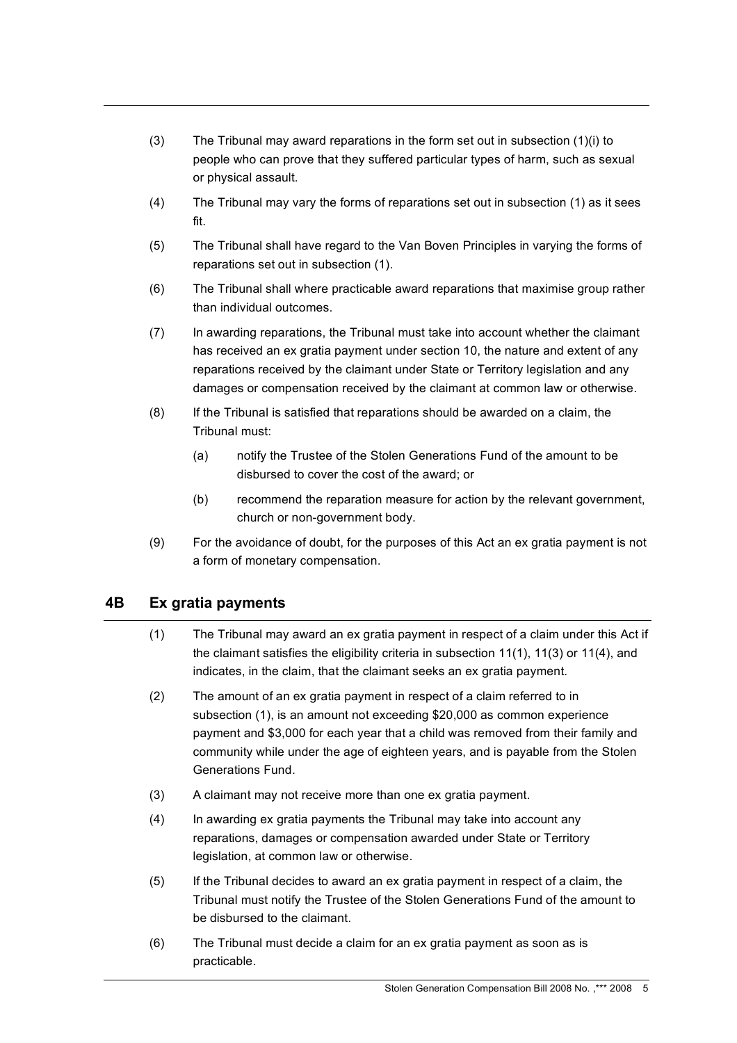(3) The Tribunal may award reparations in the form set out in subsection (1)(i) to people who can prove that they suffered particular types of harm, such as sexual or physical assault.

(4) The Tribunal may vary the forms of reparations set out in subsection (1) as it sees fit.

(5) The Tribunal shall have regard to the Van Boven Principles in varying the forms of reparations set out in subsection (1).

(6) The Tribunal shall where practicable award reparations that maximise group rather than individual outcomes.

(7) In awarding reparations, the Tribunal must take into account whether the claimant has received an ex gratia payment under section 10, the nature and extent of any reparations received by the claimant under State or Territory legislation and any damages or compensation received by the claimant at common law or otherwise.

(8) If the Tribunal is satisfied that reparations should be awarded on a claim, the Tribunal must:

 (a) notify the Trustee of the Stolen Generations Fund of the amount to be disbursed to cover the cost of the award; or

 (b) recommend the reparation measure for action by the relevant government, church or non-government body.

(9) For the avoidance of doubt, for the purposes of this Act an ex gratia payment is not a form of monetary compensation.

## 4B Ex gratia payments

(1) The Tribunal may award an ex gratia payment in respect of a claim under this Act if the claimant satisfies the eligibility criteria in subsection 11(1), 11(3) or 11(4), and indicates, in the claim, that the claimant seeks an ex gratia payment.

(2) The amount of an ex gratia payment in respect of a claim referred to in subsection (1), is an amount not exceeding $20,000 as common experience payment and $3,000 for each year that a child was removed from their family and community while under the age of eighteen years, and is payable from the Stolen Generations Fund.

(3) A claimant may not receive more than one ex gratia payment.

(4) In awarding ex gratia payments the Tribunal may take into account any reparations, damages or compensation awarded under State or Territory legislation, at common law or otherwise.

(5) If the Tribunal decides to award an ex gratia payment in respect of a claim, the Tribunal must notify the Trustee of the Stolen Generations Fund of the amount to be disbursed to the claimant.

(6) The Tribunal must decide a claim for an ex gratia payment as soon as is practicable.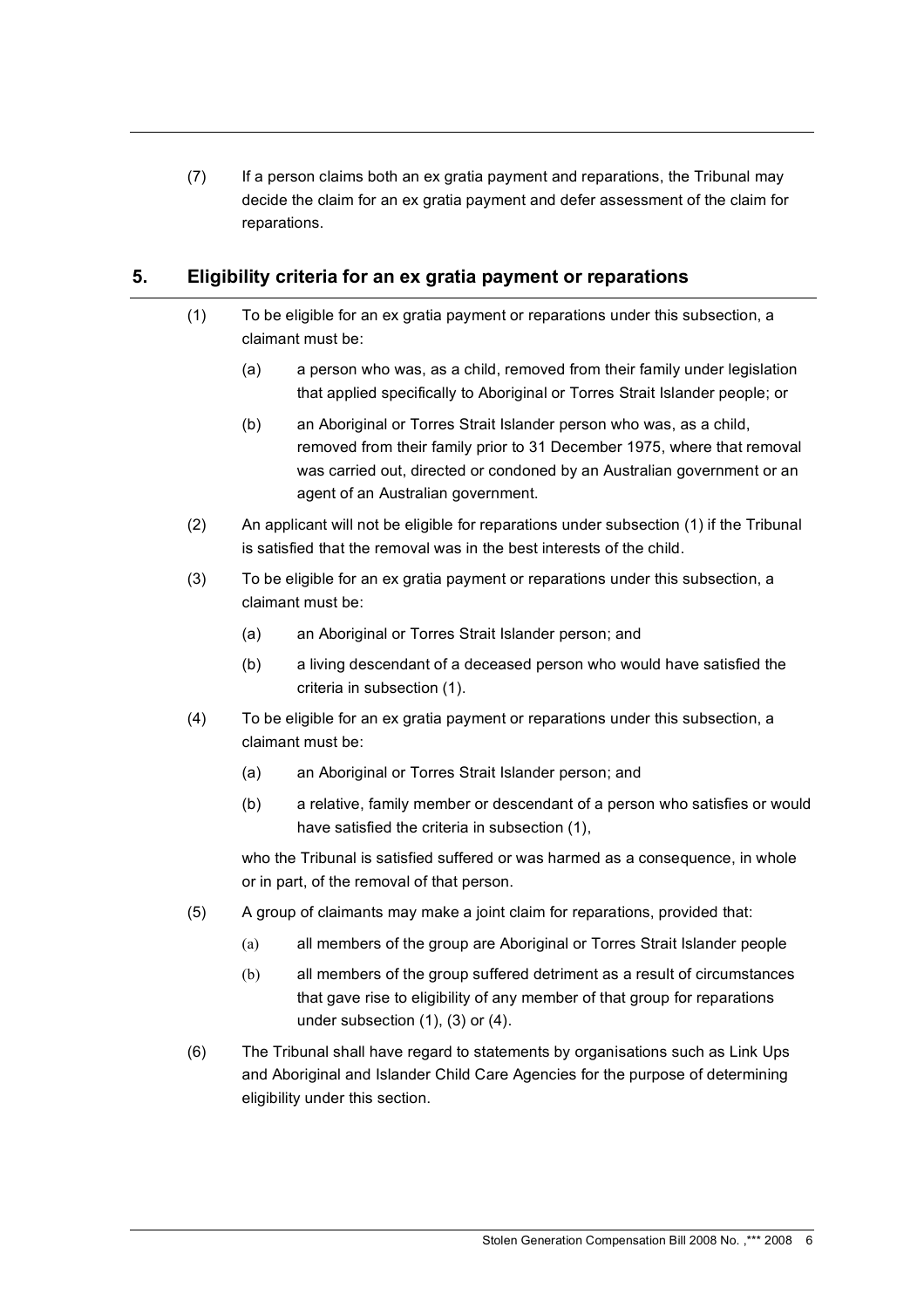(7) If a person claims both an ex gratia payment and reparations, the Tribunal may decide the claim for an ex gratia payment and defer assessment of the claim for reparations.

## 5. Eligibility criteria for an ex gratia payment or reparations

(1) To be eligible for an ex gratia payment or reparations under this subsection, a claimant must be:

- (a) a person who was, as a child, removed from their family under legislation that applied specifically to Aboriginal or Torres Strait Islander people; or
- (b) an Aboriginal or Torres Strait Islander person who was, as a child, removed from their family prior to 31 December 1975, where that removal was carried out, directed or condoned by an Australian government or an agent of an Australian government.

(2) An applicant will not be eligible for reparations under subsection (1) if the Tribunal is satisfied that the removal was in the best interests of the child.

(3) To be eligible for an ex gratia payment or reparations under this subsection, a claimant must be:

- (a) an Aboriginal or Torres Strait Islander person; and
- (b) a living descendant of a deceased person who would have satisfied the criteria in subsection (1).

(4) To be eligible for an ex gratia payment or reparations under this subsection, a claimant must be:

- (a) an Aboriginal or Torres Strait Islander person; and
- (b) a relative, family member or descendant of a person who satisfies or would have satisfied the criteria in subsection (1),

who the Tribunal is satisfied suffered or was harmed as a consequence, in whole or in part, of the removal of that person.

(5) A group of claimants may make a joint claim for reparations, provided that:

- (a) all members of the group are Aboriginal or Torres Strait Islander people
- (b) all members of the group suffered detriment as a result of circumstances that gave rise to eligibility of any member of that group for reparations under subsection (1), (3) or (4).

(6) The Tribunal shall have regard to statements by organisations such as Link Ups and Aboriginal and Islander Child Care Agencies for the purpose of determining eligibility under this section.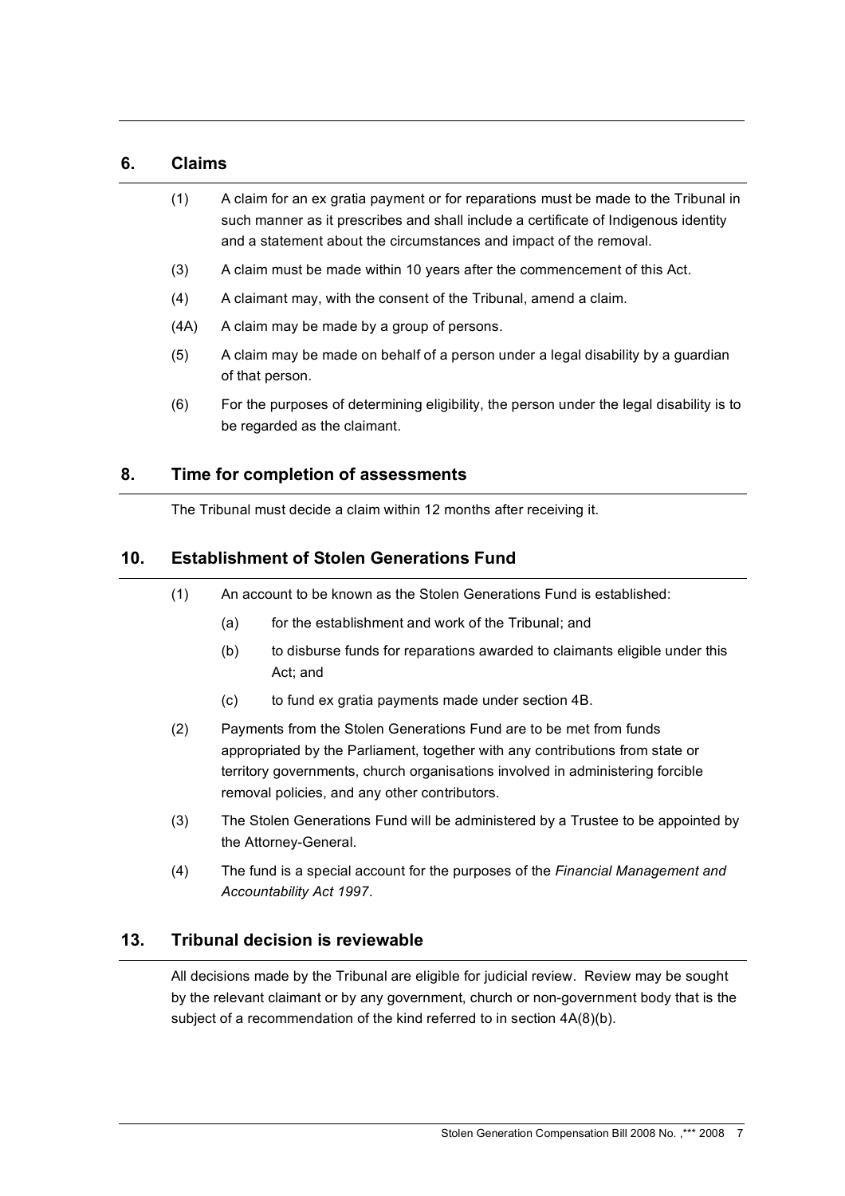## 6. Claims

(1) A claim for an ex gratia payment or for reparations must be made to the Tribunal in such manner as it prescribes and shall include a certificate of Indigenous identity and a statement about the circumstances and impact of the removal.

(3) A claim must be made within 10 years after the commencement of this Act.

(4) A claimant may, with the consent of the Tribunal, amend a claim.

(4A) A claim may be made by a group of persons.

(5) A claim may be made on behalf of a person under a legal disability by a guardian of that person.

(6) For the purposes of determining eligibility, the person under the legal disability is to be regarded as the claimant.

## 8. Time for completion of assessments

The Tribunal must decide a claim within 12 months after receiving it.

## 10. Establishment of Stolen Generations Fund

(1) An account to be known as the Stolen Generations Fund is established:

(a) for the establishment and work of the Tribunal; and

(b) to disburse funds for reparations awarded to claimants eligible under this Act; and

(c) to fund ex gratia payments made under section 4B.

(2) Payments from the Stolen Generations Fund are to be met from funds appropriated by the Parliament, together with any contributions from state or territory governments, church organisations involved in administering forcible removal policies, and any other contributors.

(3) The Stolen Generations Fund will be administered by a Trustee to be appointed by the Attorney-General.

(4) The fund is a special account for the purposes of the *Financial Management and Accountability Act 1997*.

## 13. Tribunal decision is reviewable

All decisions made by the Tribunal are eligible for judicial review. Review may be sought by the relevant claimant or by any government, church or non-government body that is the subject of a recommendation of the kind referred to in section 4A(8)(b).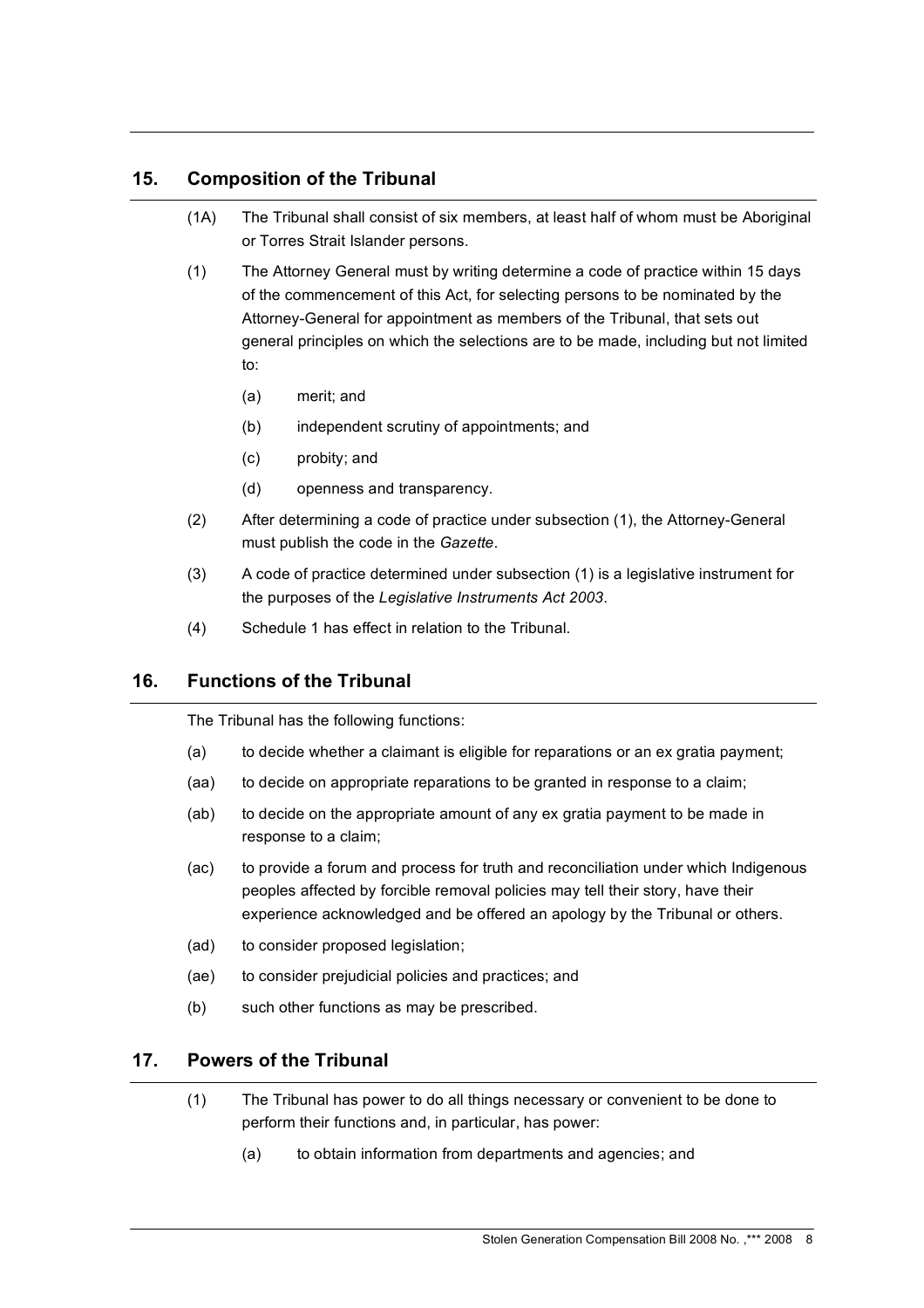## 15. Composition of the Tribunal

(1A) The Tribunal shall consist of six members, at least half of whom must be Aboriginal or Torres Strait Islander persons.

(1) The Attorney General must by writing determine a code of practice within 15 days of the commencement of this Act, for selecting persons to be nominated by the Attorney-General for appointment as members of the Tribunal, that sets out general principles on which the selections are to be made, including but not limited to:

- (a) merit; and
- (b) independent scrutiny of appointments; and
- (c) probity; and
- (d) openness and transparency.

(2) After determining a code of practice under subsection (1), the Attorney-General must publish the code in the *Gazette*.

(3) A code of practice determined under subsection (1) is a legislative instrument for the purposes of the *Legislative Instruments Act 2003*.

(4) Schedule 1 has effect in relation to the Tribunal.

## 16. Functions of the Tribunal

The Tribunal has the following functions:

- (a) to decide whether a claimant is eligible for reparations or an ex gratia payment;
- (aa) to decide on appropriate reparations to be granted in response to a claim;
- (ab) to decide on the appropriate amount of any ex gratia payment to be made in response to a claim;
- (ac) to provide a forum and process for truth and reconciliation under which Indigenous peoples affected by forcible removal policies may tell their story, have their experience acknowledged and be offered an apology by the Tribunal or others.
- (ad) to consider proposed legislation;
- (ae) to consider prejudicial policies and practices; and
- (b) such other functions as may be prescribed.

## 17. Powers of the Tribunal

(1) The Tribunal has power to do all things necessary or convenient to be done to perform their functions and, in particular, has power:

- (a) to obtain information from departments and agencies; and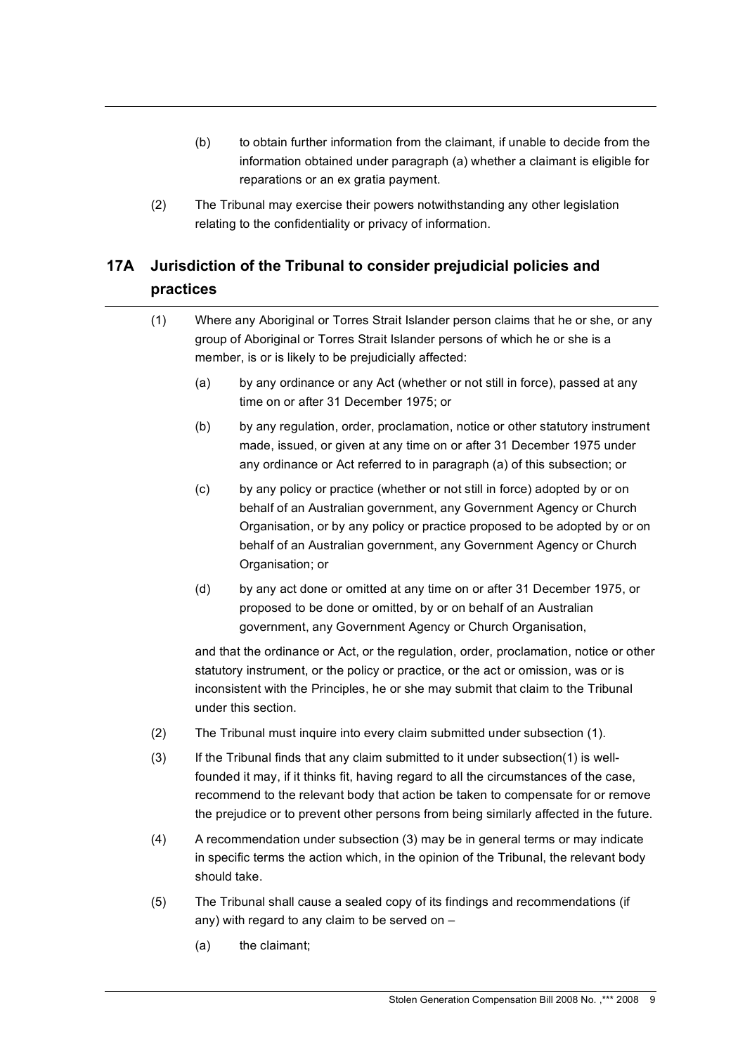(b) to obtain further information from the claimant, if unable to decide from the information obtained under paragraph (a) whether a claimant is eligible for reparations or an ex gratia payment.

(2) The Tribunal may exercise their powers notwithstanding any other legislation relating to the confidentiality or privacy of information.

## 17A Jurisdiction of the Tribunal to consider prejudicial policies and practices

(1) Where any Aboriginal or Torres Strait Islander person claims that he or she, or any group of Aboriginal or Torres Strait Islander persons of which he or she is a member, is or is likely to be prejudicially affected:

(a) by any ordinance or any Act (whether or not still in force), passed at any time on or after 31 December 1975; or

(b) by any regulation, order, proclamation, notice or other statutory instrument made, issued, or given at any time on or after 31 December 1975 under any ordinance or Act referred to in paragraph (a) of this subsection; or

(c) by any policy or practice (whether or not still in force) adopted by or on behalf of an Australian government, any Government Agency or Church Organisation, or by any policy or practice proposed to be adopted by or on behalf of an Australian government, any Government Agency or Church Organisation; or

(d) by any act done or omitted at any time on or after 31 December 1975, or proposed to be done or omitted, by or on behalf of an Australian government, any Government Agency or Church Organisation,

and that the ordinance or Act, or the regulation, order, proclamation, notice or other statutory instrument, or the policy or practice, or the act or omission, was or is inconsistent with the Principles, he or she may submit that claim to the Tribunal under this section.

(2) The Tribunal must inquire into every claim submitted under subsection (1).

(3) If the Tribunal finds that any claim submitted to it under subsection(1) is well-founded it may, if it thinks fit, having regard to all the circumstances of the case, recommend to the relevant body that action be taken to compensate for or remove the prejudice or to prevent other persons from being similarly affected in the future.

(4) A recommendation under subsection (3) may be in general terms or may indicate in specific terms the action which, in the opinion of the Tribunal, the relevant body should take.

(5) The Tribunal shall cause a sealed copy of its findings and recommendations (if any) with regard to any claim to be served on –

(a) the claimant;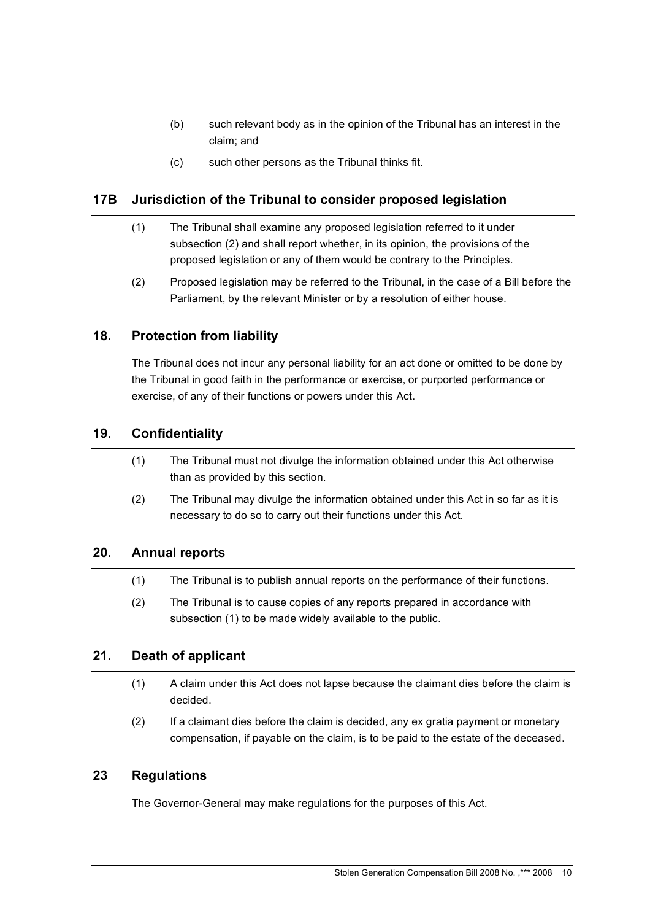(b) such relevant body as in the opinion of the Tribunal has an interest in the claim; and

(c) such other persons as the Tribunal thinks fit.

## 17B Jurisdiction of the Tribunal to consider proposed legislation

(1) The Tribunal shall examine any proposed legislation referred to it under subsection (2) and shall report whether, in its opinion, the provisions of the proposed legislation or any of them would be contrary to the Principles.

(2) Proposed legislation may be referred to the Tribunal, in the case of a Bill before the Parliament, by the relevant Minister or by a resolution of either house.

## 18. Protection from liability

The Tribunal does not incur any personal liability for an act done or omitted to be done by the Tribunal in good faith in the performance or exercise, or purported performance or exercise, of any of their functions or powers under this Act.

## 19. Confidentiality

(1) The Tribunal must not divulge the information obtained under this Act otherwise than as provided by this section.

(2) The Tribunal may divulge the information obtained under this Act in so far as it is necessary to do so to carry out their functions under this Act.

## 20. Annual reports

(1) The Tribunal is to publish annual reports on the performance of their functions.

(2) The Tribunal is to cause copies of any reports prepared in accordance with subsection (1) to be made widely available to the public.

## 21. Death of applicant

(1) A claim under this Act does not lapse because the claimant dies before the claim is decided.

(2) If a claimant dies before the claim is decided, any ex gratia payment or monetary compensation, if payable on the claim, is to be paid to the estate of the deceased.

## 23 Regulations

The Governor-General may make regulations for the purposes of this Act.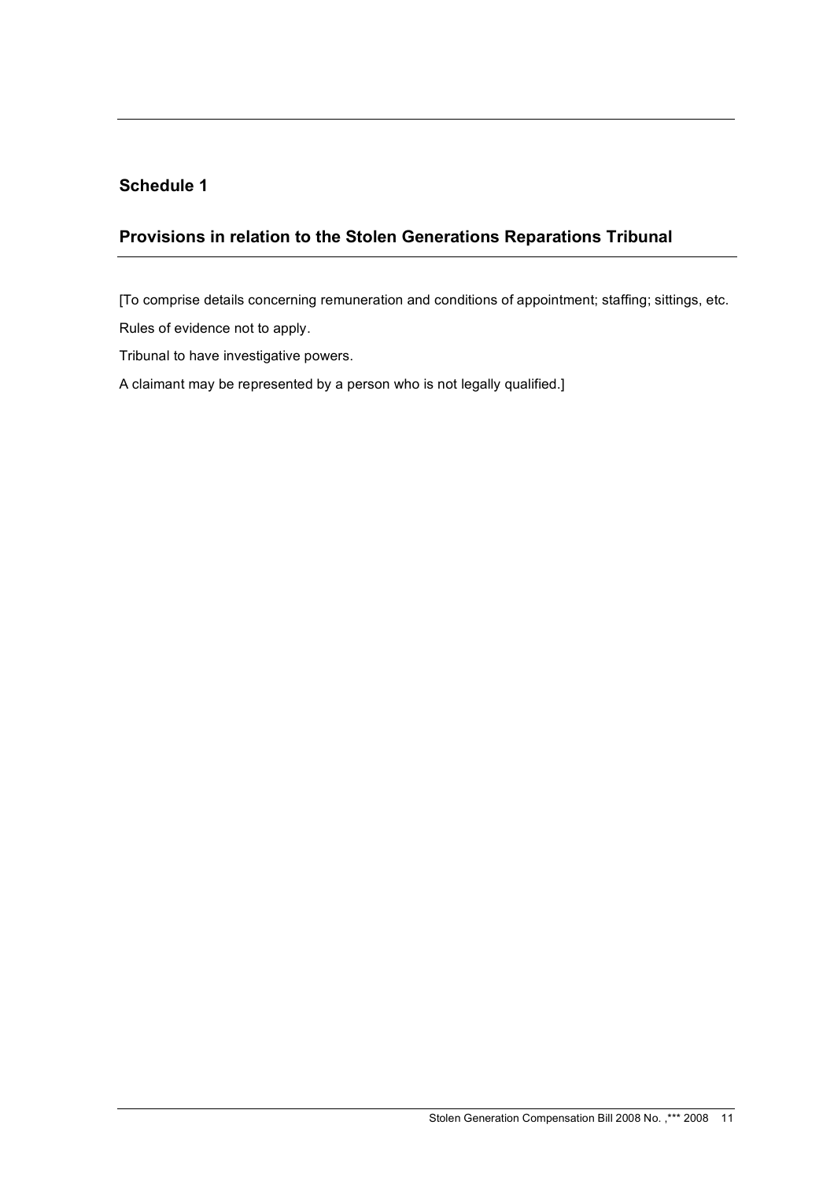## Schedule 1

## Provisions in relation to the Stolen Generations Reparations Tribunal

[To comprise details concerning remuneration and conditions of appointment; staffing; sittings, etc.

Rules of evidence not to apply.

Tribunal to have investigative powers.

A claimant may be represented by a person who is not legally qualified.]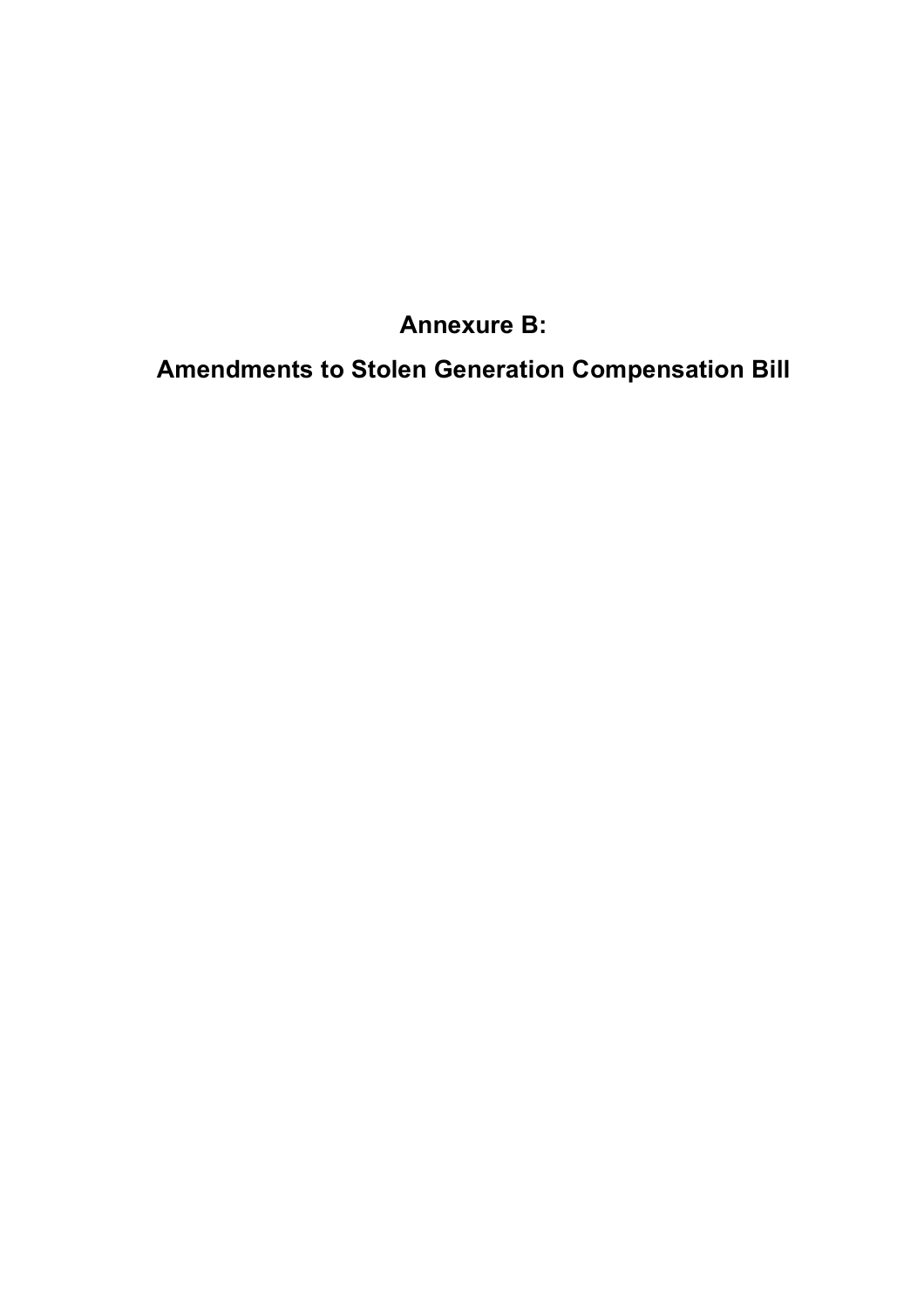# Annexure B:

# Amendments to Stolen Generation Compensation Bill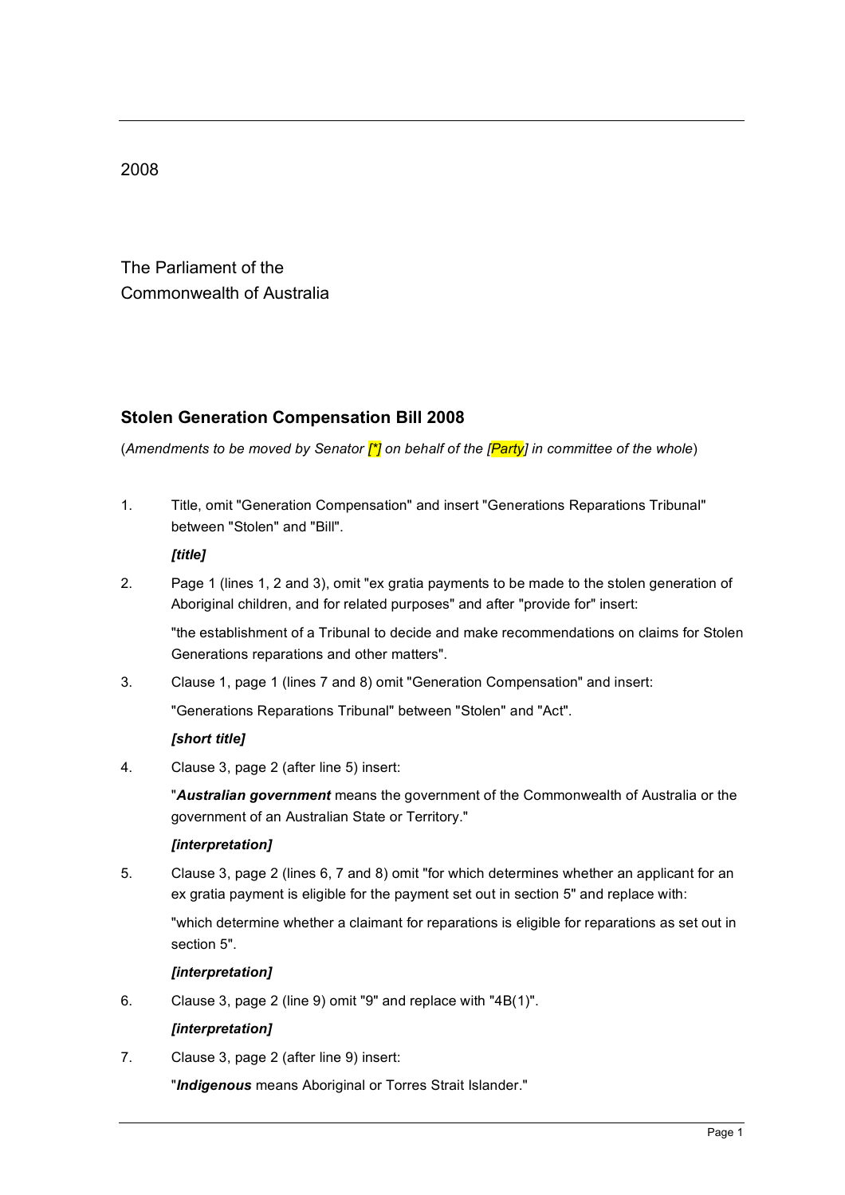2008

The Parliament of the
Commonwealth of Australia

## Stolen Generation Compensation Bill 2008

(*Amendments to be moved by Senator [*] on behalf of the [Party] in committee of the whole*)

1. Title, omit "Generation Compensation" and insert "Generations Reparations Tribunal" between "Stolen" and "Bill".

   ***[title]***

2. Page 1 (lines 1, 2 and 3), omit "ex gratia payments to be made to the stolen generation of Aboriginal children, and for related purposes" and after "provide for" insert:

   "the establishment of a Tribunal to decide and make recommendations on claims for Stolen Generations reparations and other matters".

3. Clause 1, page 1 (lines 7 and 8) omit "Generation Compensation" and insert:

   "Generations Reparations Tribunal" between "Stolen" and "Act".

   ***[short title]***

4. Clause 3, page 2 (after line 5) insert:

   "***Australian government*** means the government of the Commonwealth of Australia or the government of an Australian State or Territory."

   ***[interpretation]***

5. Clause 3, page 2 (lines 6, 7 and 8) omit "for which determines whether an applicant for an ex gratia payment is eligible for the payment set out in section 5" and replace with:

   "which determine whether a claimant for reparations is eligible for reparations as set out in section 5".

   ***[interpretation]***

6. Clause 3, page 2 (line 9) omit "9" and replace with "4B(1)".

   ***[interpretation]***

7. Clause 3, page 2 (after line 9) insert:

   "***Indigenous*** means Aboriginal or Torres Strait Islander."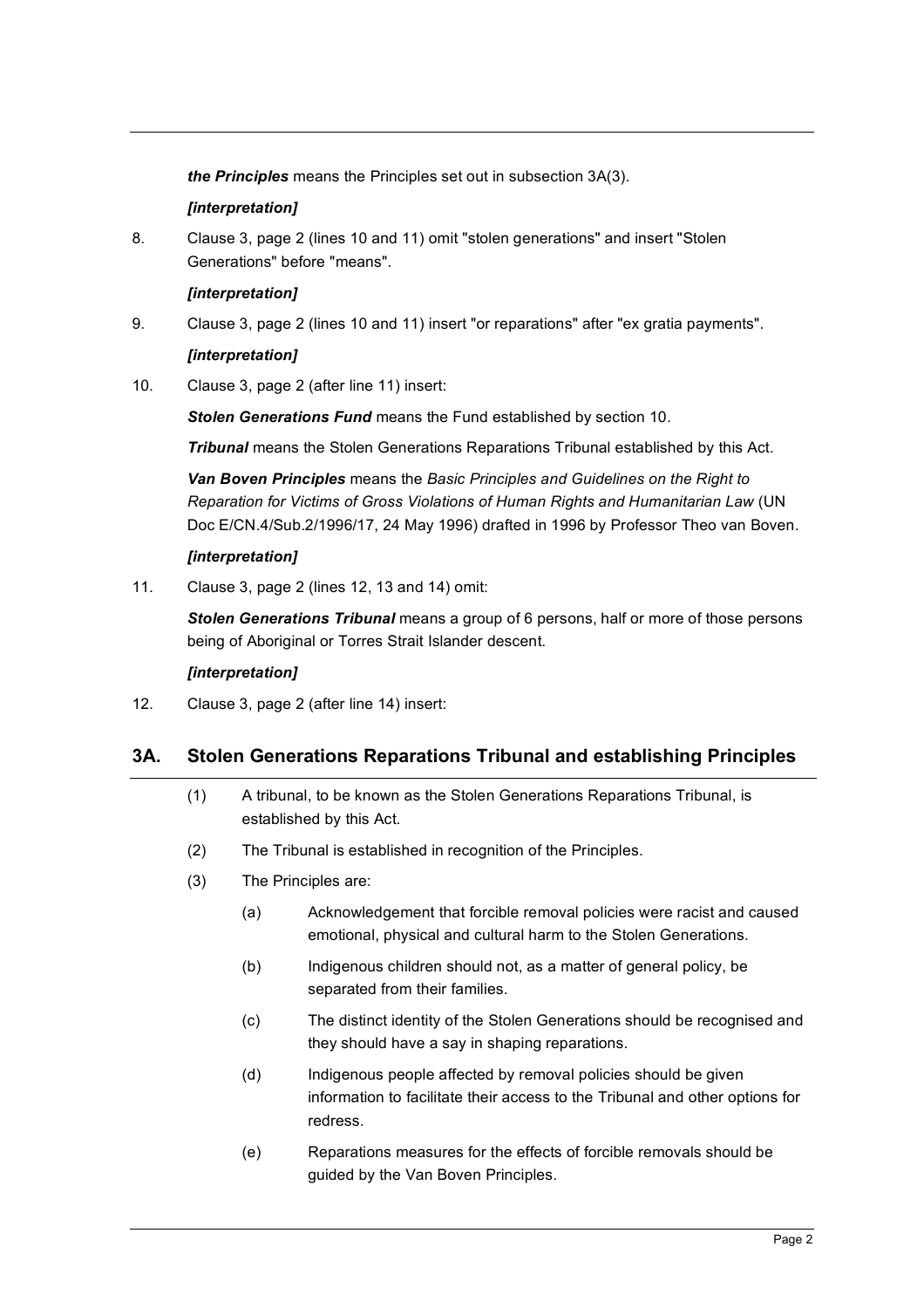***the Principles*** means the Principles set out in subsection 3A(3).

***[interpretation]***

8. Clause 3, page 2 (lines 10 and 11) omit "stolen generations" and insert "Stolen Generations" before "means".

***[interpretation]***

9. Clause 3, page 2 (lines 10 and 11) insert "or reparations" after "ex gratia payments".

***[interpretation]***

10. Clause 3, page 2 (after line 11) insert:

***Stolen Generations Fund*** means the Fund established by section 10.

***Tribunal*** means the Stolen Generations Reparations Tribunal established by this Act.

***Van Boven Principles*** means the *Basic Principles and Guidelines on the Right to Reparation for Victims of Gross Violations of Human Rights and Humanitarian Law* (UN Doc E/CN.4/Sub.2/1996/17, 24 May 1996) drafted in 1996 by Professor Theo van Boven.

***[interpretation]***

11. Clause 3, page 2 (lines 12, 13 and 14) omit:

***Stolen Generations Tribunal*** means a group of 6 persons, half or more of those persons being of Aboriginal or Torres Strait Islander descent.

***[interpretation]***

12. Clause 3, page 2 (after line 14) insert:

## 3A. Stolen Generations Reparations Tribunal and establishing Principles

(1) A tribunal, to be known as the Stolen Generations Reparations Tribunal, is established by this Act.

(2) The Tribunal is established in recognition of the Principles.

(3) The Principles are:

(a) Acknowledgement that forcible removal policies were racist and caused emotional, physical and cultural harm to the Stolen Generations.

(b) Indigenous children should not, as a matter of general policy, be separated from their families.

(c) The distinct identity of the Stolen Generations should be recognised and they should have a say in shaping reparations.

(d) Indigenous people affected by removal policies should be given information to facilitate their access to the Tribunal and other options for redress.

(e) Reparations measures for the effects of forcible removals should be guided by the Van Boven Principles.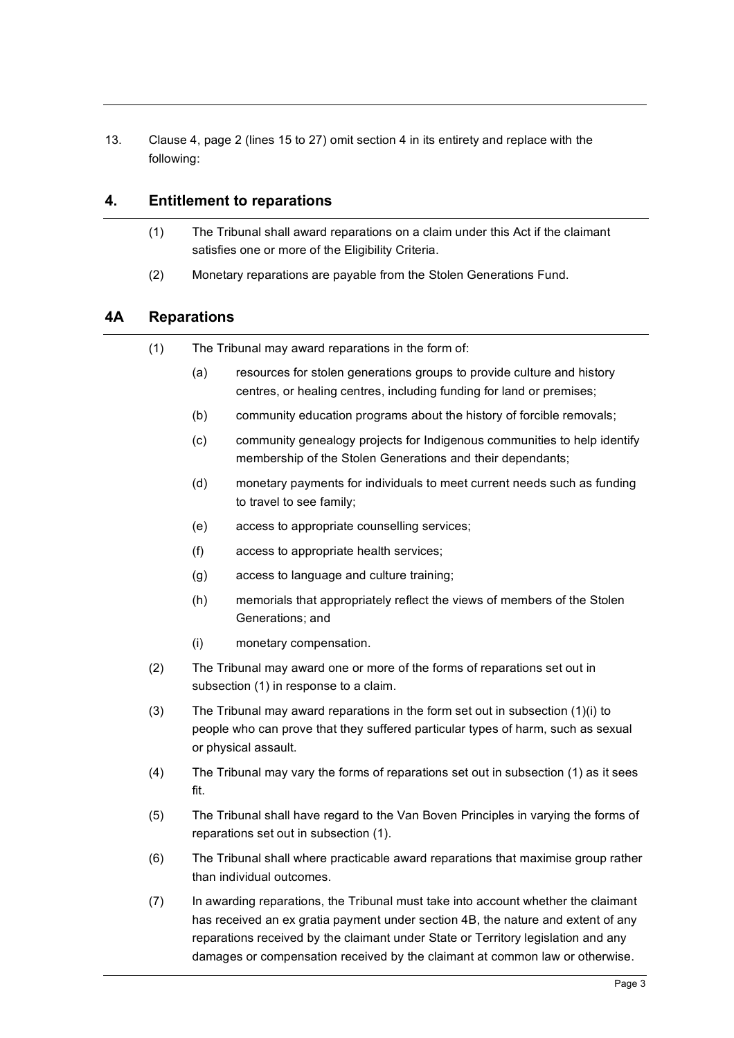13. Clause 4, page 2 (lines 15 to 27) omit section 4 in its entirety and replace with the following:

## 4. Entitlement to reparations

(1) The Tribunal shall award reparations on a claim under this Act if the claimant satisfies one or more of the Eligibility Criteria.

(2) Monetary reparations are payable from the Stolen Generations Fund.

## 4A Reparations

(1) The Tribunal may award reparations in the form of:

- (a) resources for stolen generations groups to provide culture and history centres, or healing centres, including funding for land or premises;
- (b) community education programs about the history of forcible removals;
- (c) community genealogy projects for Indigenous communities to help identify membership of the Stolen Generations and their dependants;
- (d) monetary payments for individuals to meet current needs such as funding to travel to see family;
- (e) access to appropriate counselling services;
- (f) access to appropriate health services;
- (g) access to language and culture training;
- (h) memorials that appropriately reflect the views of members of the Stolen Generations; and
- (i) monetary compensation.

(2) The Tribunal may award one or more of the forms of reparations set out in subsection (1) in response to a claim.

(3) The Tribunal may award reparations in the form set out in subsection (1)(i) to people who can prove that they suffered particular types of harm, such as sexual or physical assault.

(4) The Tribunal may vary the forms of reparations set out in subsection (1) as it sees fit.

(5) The Tribunal shall have regard to the Van Boven Principles in varying the forms of reparations set out in subsection (1).

(6) The Tribunal shall where practicable award reparations that maximise group rather than individual outcomes.

(7) In awarding reparations, the Tribunal must take into account whether the claimant has received an ex gratia payment under section 4B, the nature and extent of any reparations received by the claimant under State or Territory legislation and any damages or compensation received by the claimant at common law or otherwise.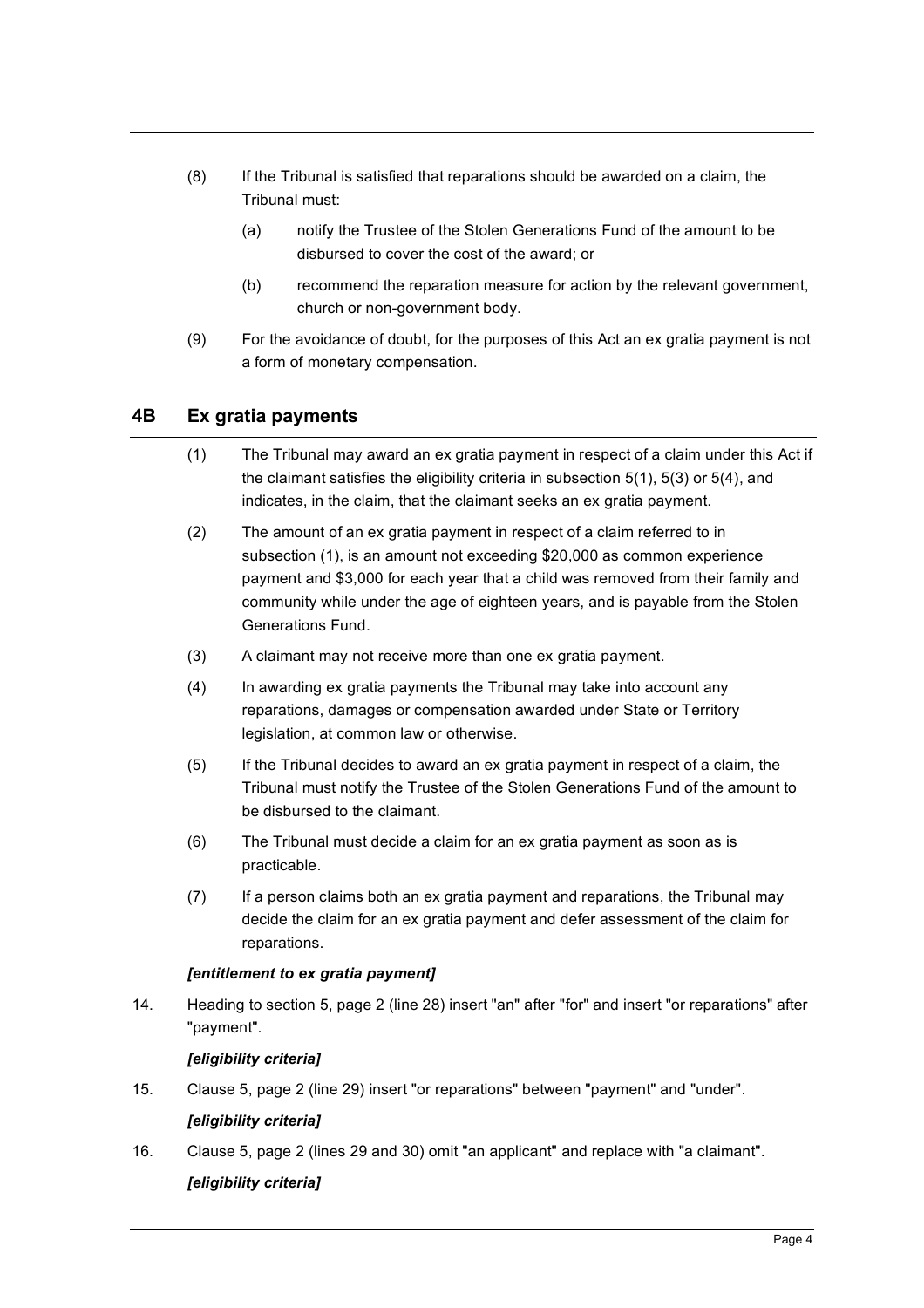(8) If the Tribunal is satisfied that reparations should be awarded on a claim, the Tribunal must:

(a) notify the Trustee of the Stolen Generations Fund of the amount to be disbursed to cover the cost of the award; or

(b) recommend the reparation measure for action by the relevant government, church or non-government body.

(9) For the avoidance of doubt, for the purposes of this Act an ex gratia payment is not a form of monetary compensation.

## 4B Ex gratia payments

(1) The Tribunal may award an ex gratia payment in respect of a claim under this Act if the claimant satisfies the eligibility criteria in subsection 5(1), 5(3) or 5(4), and indicates, in the claim, that the claimant seeks an ex gratia payment.

(2) The amount of an ex gratia payment in respect of a claim referred to in subsection (1), is an amount not exceeding $20,000 as common experience payment and $3,000 for each year that a child was removed from their family and community while under the age of eighteen years, and is payable from the Stolen Generations Fund.

(3) A claimant may not receive more than one ex gratia payment.

(4) In awarding ex gratia payments the Tribunal may take into account any reparations, damages or compensation awarded under State or Territory legislation, at common law or otherwise.

(5) If the Tribunal decides to award an ex gratia payment in respect of a claim, the Tribunal must notify the Trustee of the Stolen Generations Fund of the amount to be disbursed to the claimant.

(6) The Tribunal must decide a claim for an ex gratia payment as soon as is practicable.

(7) If a person claims both an ex gratia payment and reparations, the Tribunal may decide the claim for an ex gratia payment and defer assessment of the claim for reparations.

***[entitlement to ex gratia payment]***

14. Heading to section 5, page 2 (line 28) insert "an" after "for" and insert "or reparations" after "payment".

***[eligibility criteria]***

15. Clause 5, page 2 (line 29) insert "or reparations" between "payment" and "under".

***[eligibility criteria]***

16. Clause 5, page 2 (lines 29 and 30) omit "an applicant" and replace with "a claimant".

***[eligibility criteria]***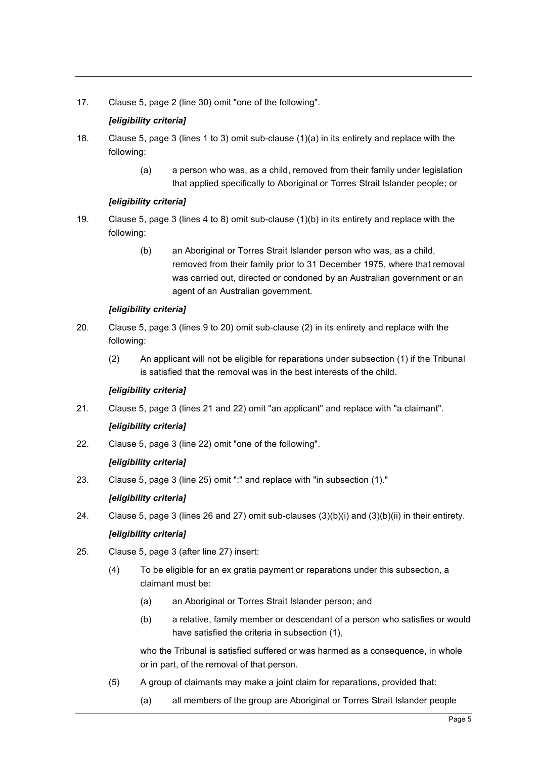17. Clause 5, page 2 (line 30) omit "one of the following".

    ***[eligibility criteria]***

18. Clause 5, page 3 (lines 1 to 3) omit sub-clause (1)(a) in its entirety and replace with the following:

    (a) a person who was, as a child, removed from their family under legislation that applied specifically to Aboriginal or Torres Strait Islander people; or

    ***[eligibility criteria]***

19. Clause 5, page 3 (lines 4 to 8) omit sub-clause (1)(b) in its entirety and replace with the following:

    (b) an Aboriginal or Torres Strait Islander person who was, as a child, removed from their family prior to 31 December 1975, where that removal was carried out, directed or condoned by an Australian government or an agent of an Australian government.

    ***[eligibility criteria]***

20. Clause 5, page 3 (lines 9 to 20) omit sub-clause (2) in its entirety and replace with the following:

    (2) An applicant will not be eligible for reparations under subsection (1) if the Tribunal is satisfied that the removal was in the best interests of the child.

    ***[eligibility criteria]***

21. Clause 5, page 3 (lines 21 and 22) omit "an applicant" and replace with "a claimant".

    ***[eligibility criteria]***

22. Clause 5, page 3 (line 22) omit "one of the following".

    ***[eligibility criteria]***

23. Clause 5, page 3 (line 25) omit ":" and replace with "in subsection (1)."

    ***[eligibility criteria]***

24. Clause 5, page 3 (lines 26 and 27) omit sub-clauses (3)(b)(i) and (3)(b)(ii) in their entirety.

    ***[eligibility criteria]***

25. Clause 5, page 3 (after line 27) insert:

    (4) To be eligible for an ex gratia payment or reparations under this subsection, a claimant must be:

    (a) an Aboriginal or Torres Strait Islander person; and

    (b) a relative, family member or descendant of a person who satisfies or would have satisfied the criteria in subsection (1),

    who the Tribunal is satisfied suffered or was harmed as a consequence, in whole or in part, of the removal of that person.

    (5) A group of claimants may make a joint claim for reparations, provided that:

    (a) all members of the group are Aboriginal or Torres Strait Islander people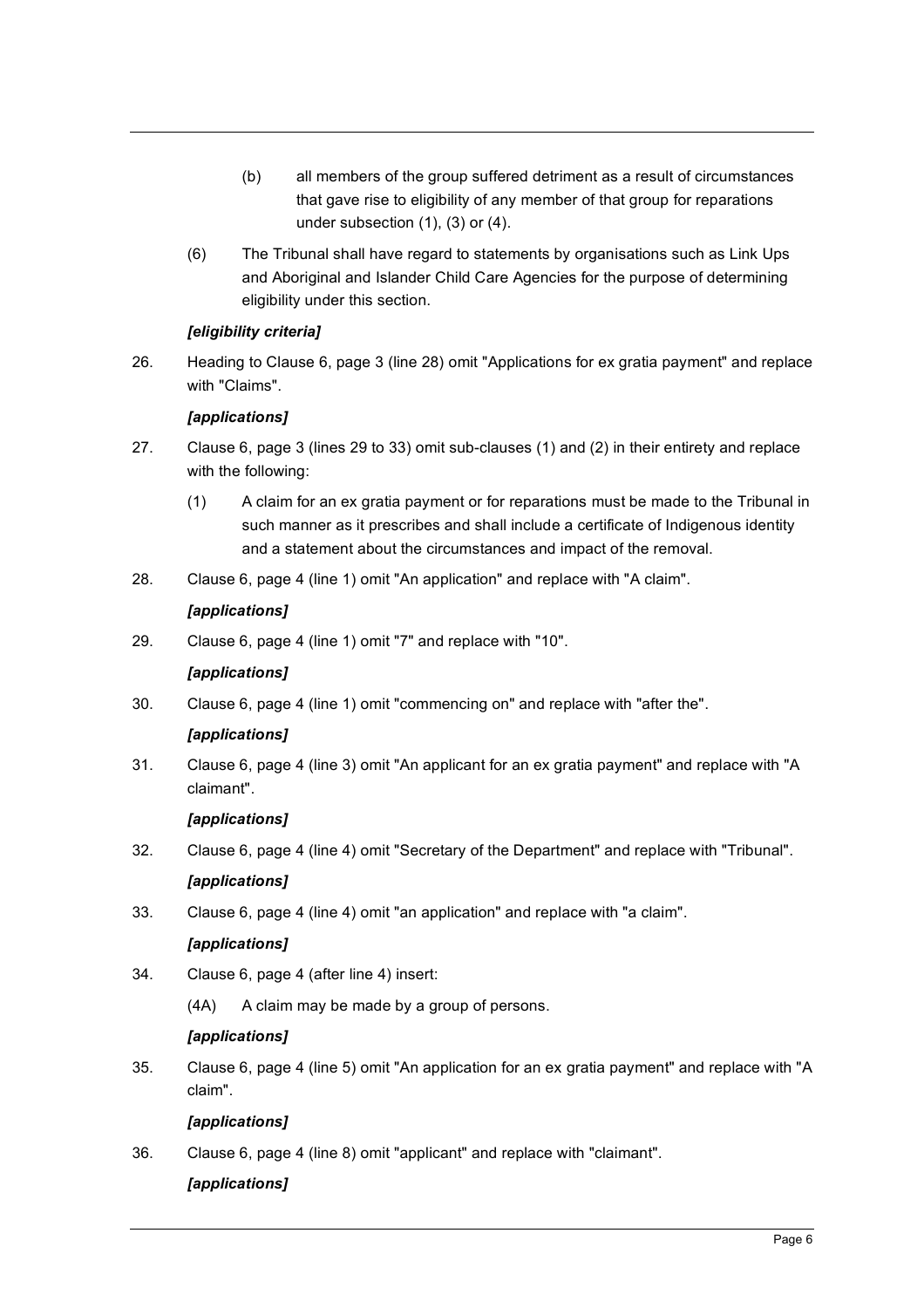(b) all members of the group suffered detriment as a result of circumstances that gave rise to eligibility of any member of that group for reparations under subsection (1), (3) or (4).

(6) The Tribunal shall have regard to statements by organisations such as Link Ups and Aboriginal and Islander Child Care Agencies for the purpose of determining eligibility under this section.

***[eligibility criteria]***

26. Heading to Clause 6, page 3 (line 28) omit "Applications for ex gratia payment" and replace with "Claims".

***[applications]***

27. Clause 6, page 3 (lines 29 to 33) omit sub-clauses (1) and (2) in their entirety and replace with the following:

    (1) A claim for an ex gratia payment or for reparations must be made to the Tribunal in such manner as it prescribes and shall include a certificate of Indigenous identity and a statement about the circumstances and impact of the removal.

28. Clause 6, page 4 (line 1) omit "An application" and replace with "A claim".

***[applications]***

29. Clause 6, page 4 (line 1) omit "7" and replace with "10".

***[applications]***

30. Clause 6, page 4 (line 1) omit "commencing on" and replace with "after the".

***[applications]***

31. Clause 6, page 4 (line 3) omit "An applicant for an ex gratia payment" and replace with "A claimant".

***[applications]***

32. Clause 6, page 4 (line 4) omit "Secretary of the Department" and replace with "Tribunal".

***[applications]***

33. Clause 6, page 4 (line 4) omit "an application" and replace with "a claim".

***[applications]***

34. Clause 6, page 4 (after line 4) insert:

    (4A) A claim may be made by a group of persons.

***[applications]***

35. Clause 6, page 4 (line 5) omit "An application for an ex gratia payment" and replace with "A claim".

***[applications]***

36. Clause 6, page 4 (line 8) omit "applicant" and replace with "claimant".

***[applications]***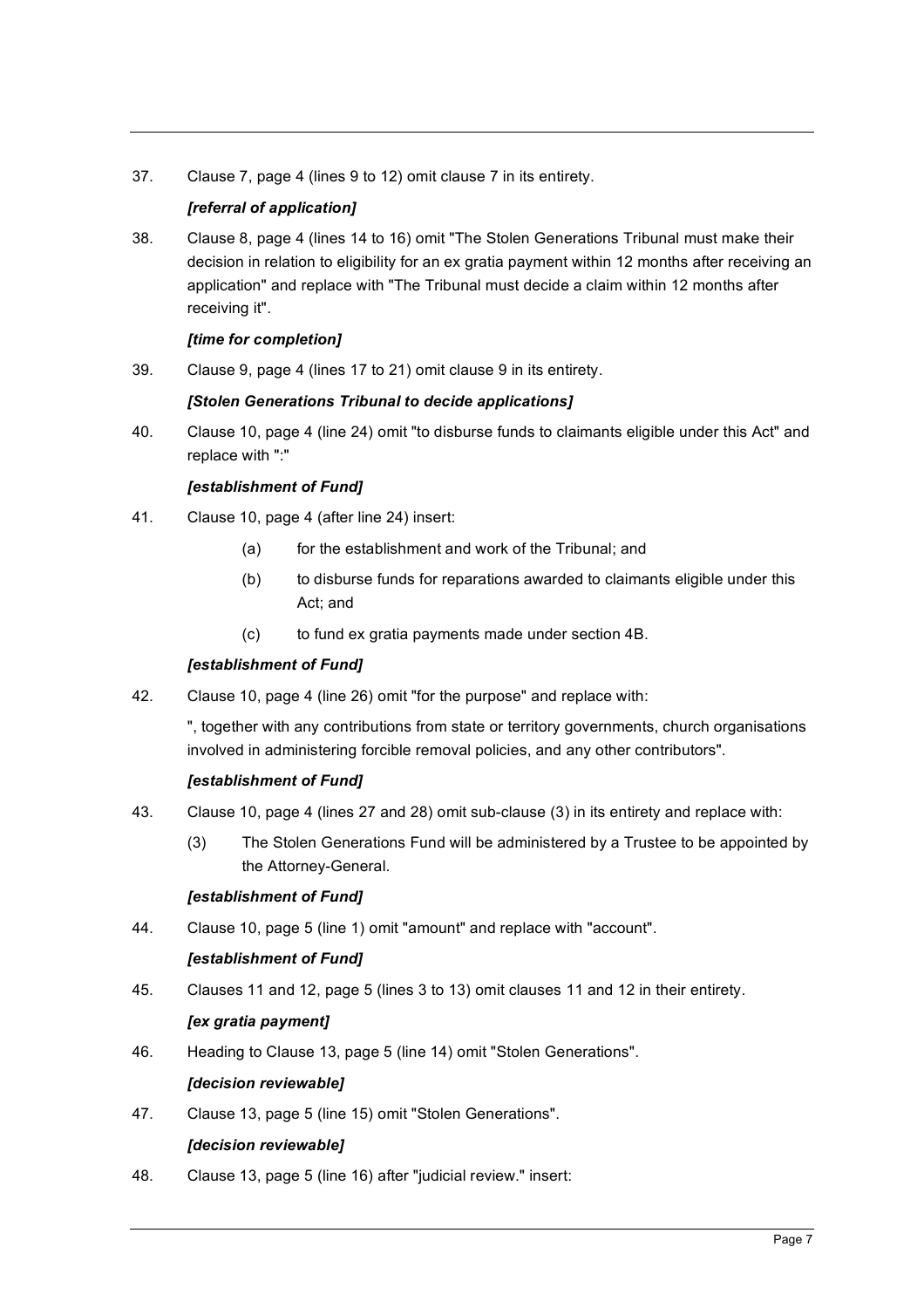37. Clause 7, page 4 (lines 9 to 12) omit clause 7 in its entirety.

    ***[referral of application]***

38. Clause 8, page 4 (lines 14 to 16) omit "The Stolen Generations Tribunal must make their decision in relation to eligibility for an ex gratia payment within 12 months after receiving an application" and replace with "The Tribunal must decide a claim within 12 months after receiving it".

    ***[time for completion]***

39. Clause 9, page 4 (lines 17 to 21) omit clause 9 in its entirety.

    ***[Stolen Generations Tribunal to decide applications]***

40. Clause 10, page 4 (line 24) omit "to disburse funds to claimants eligible under this Act" and replace with ":"

    ***[establishment of Fund]***

41. Clause 10, page 4 (after line 24) insert:

    (a) for the establishment and work of the Tribunal; and

    (b) to disburse funds for reparations awarded to claimants eligible under this Act; and

    (c) to fund ex gratia payments made under section 4B.

    ***[establishment of Fund]***

42. Clause 10, page 4 (line 26) omit "for the purpose" and replace with:

    ", together with any contributions from state or territory governments, church organisations involved in administering forcible removal policies, and any other contributors".

    ***[establishment of Fund]***

43. Clause 10, page 4 (lines 27 and 28) omit sub-clause (3) in its entirety and replace with:

    (3) The Stolen Generations Fund will be administered by a Trustee to be appointed by the Attorney-General.

    ***[establishment of Fund]***

44. Clause 10, page 5 (line 1) omit "amount" and replace with "account".

    ***[establishment of Fund]***

45. Clauses 11 and 12, page 5 (lines 3 to 13) omit clauses 11 and 12 in their entirety.

    ***[ex gratia payment]***

46. Heading to Clause 13, page 5 (line 14) omit "Stolen Generations".

    ***[decision reviewable]***

47. Clause 13, page 5 (line 15) omit "Stolen Generations".

    ***[decision reviewable]***

48. Clause 13, page 5 (line 16) after "judicial review." insert: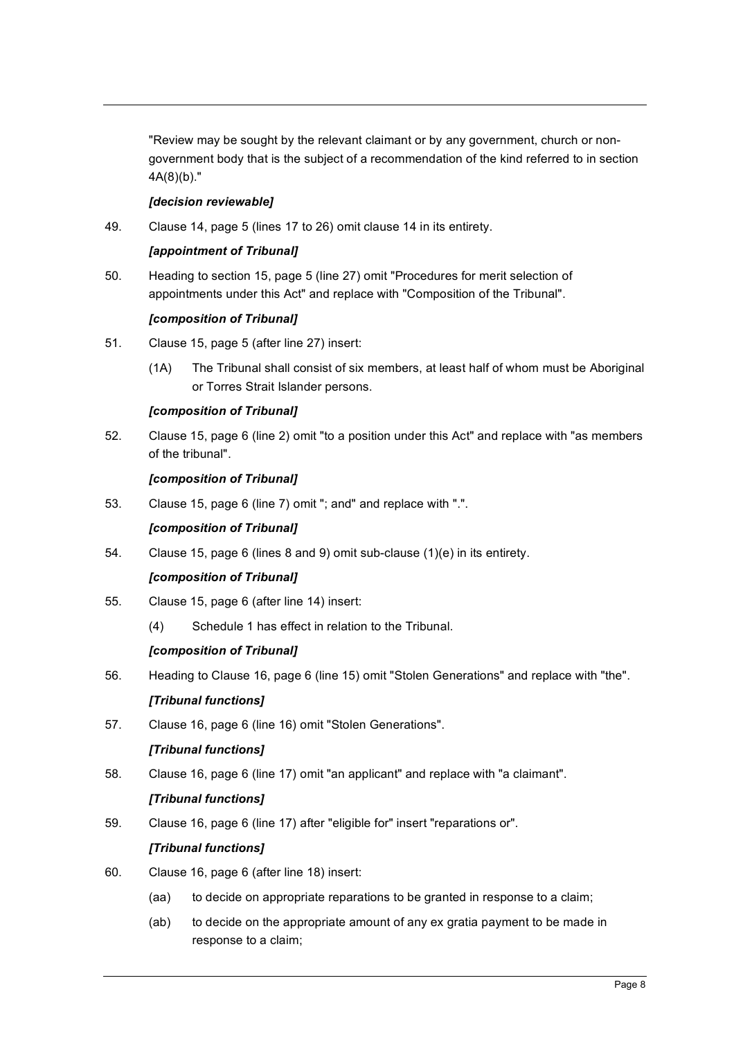"Review may be sought by the relevant claimant or by any government, church or non-government body that is the subject of a recommendation of the kind referred to in section 4A(8)(b)."

***[decision reviewable]***

49. Clause 14, page 5 (lines 17 to 26) omit clause 14 in its entirety.

***[appointment of Tribunal]***

50. Heading to section 15, page 5 (line 27) omit "Procedures for merit selection of appointments under this Act" and replace with "Composition of the Tribunal".

***[composition of Tribunal]***

51. Clause 15, page 5 (after line 27) insert:

    (1A) The Tribunal shall consist of six members, at least half of whom must be Aboriginal or Torres Strait Islander persons.

***[composition of Tribunal]***

52. Clause 15, page 6 (line 2) omit "to a position under this Act" and replace with "as members of the tribunal".

***[composition of Tribunal]***

53. Clause 15, page 6 (line 7) omit "; and" and replace with ".".

***[composition of Tribunal]***

54. Clause 15, page 6 (lines 8 and 9) omit sub-clause (1)(e) in its entirety.

***[composition of Tribunal]***

55. Clause 15, page 6 (after line 14) insert:

    (4) Schedule 1 has effect in relation to the Tribunal.

***[composition of Tribunal]***

56. Heading to Clause 16, page 6 (line 15) omit "Stolen Generations" and replace with "the".

***[Tribunal functions]***

57. Clause 16, page 6 (line 16) omit "Stolen Generations".

***[Tribunal functions]***

58. Clause 16, page 6 (line 17) omit "an applicant" and replace with "a claimant".

***[Tribunal functions]***

59. Clause 16, page 6 (line 17) after "eligible for" insert "reparations or".

***[Tribunal functions]***

60. Clause 16, page 6 (after line 18) insert:

    (aa) to decide on appropriate reparations to be granted in response to a claim;

    (ab) to decide on the appropriate amount of any ex gratia payment to be made in response to a claim;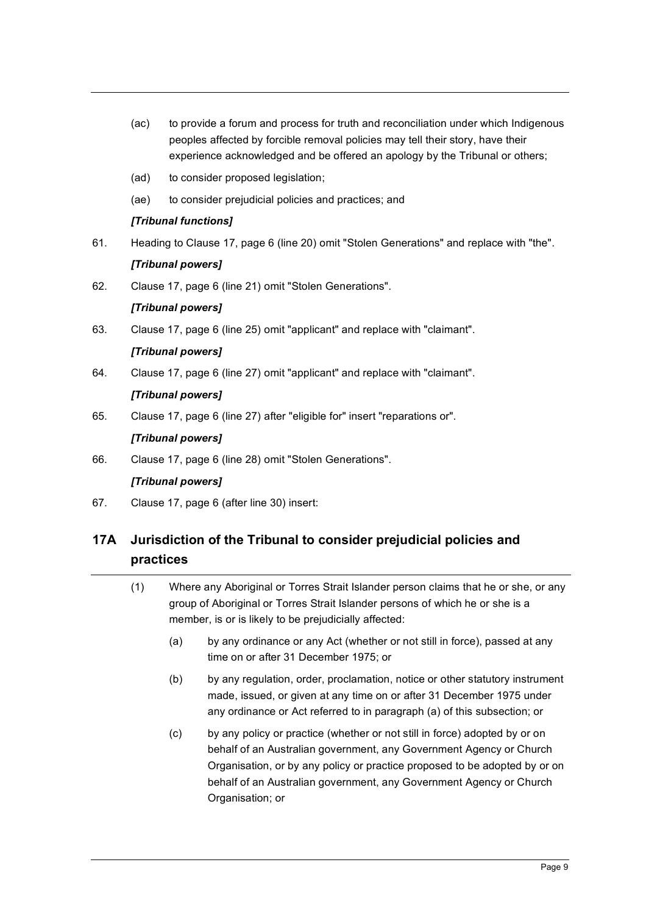(ac) to provide a forum and process for truth and reconciliation under which Indigenous peoples affected by forcible removal policies may tell their story, have their experience acknowledged and be offered an apology by the Tribunal or others;

(ad) to consider proposed legislation;

(ae) to consider prejudicial policies and practices; and

***[Tribunal functions]***

61. Heading to Clause 17, page 6 (line 20) omit "Stolen Generations" and replace with "the".

***[Tribunal powers]***

62. Clause 17, page 6 (line 21) omit "Stolen Generations".

***[Tribunal powers]***

63. Clause 17, page 6 (line 25) omit "applicant" and replace with "claimant".

***[Tribunal powers]***

64. Clause 17, page 6 (line 27) omit "applicant" and replace with "claimant".

***[Tribunal powers]***

65. Clause 17, page 6 (line 27) after "eligible for" insert "reparations or".

***[Tribunal powers]***

66. Clause 17, page 6 (line 28) omit "Stolen Generations".

***[Tribunal powers]***

67. Clause 17, page 6 (after line 30) insert:

## 17A Jurisdiction of the Tribunal to consider prejudicial policies and practices

(1) Where any Aboriginal or Torres Strait Islander person claims that he or she, or any group of Aboriginal or Torres Strait Islander persons of which he or she is a member, is or is likely to be prejudicially affected:

(a) by any ordinance or any Act (whether or not still in force), passed at any time on or after 31 December 1975; or

(b) by any regulation, order, proclamation, notice or other statutory instrument made, issued, or given at any time on or after 31 December 1975 under any ordinance or Act referred to in paragraph (a) of this subsection; or

(c) by any policy or practice (whether or not still in force) adopted by or on behalf of an Australian government, any Government Agency or Church Organisation, or by any policy or practice proposed to be adopted by or on behalf of an Australian government, any Government Agency or Church Organisation; or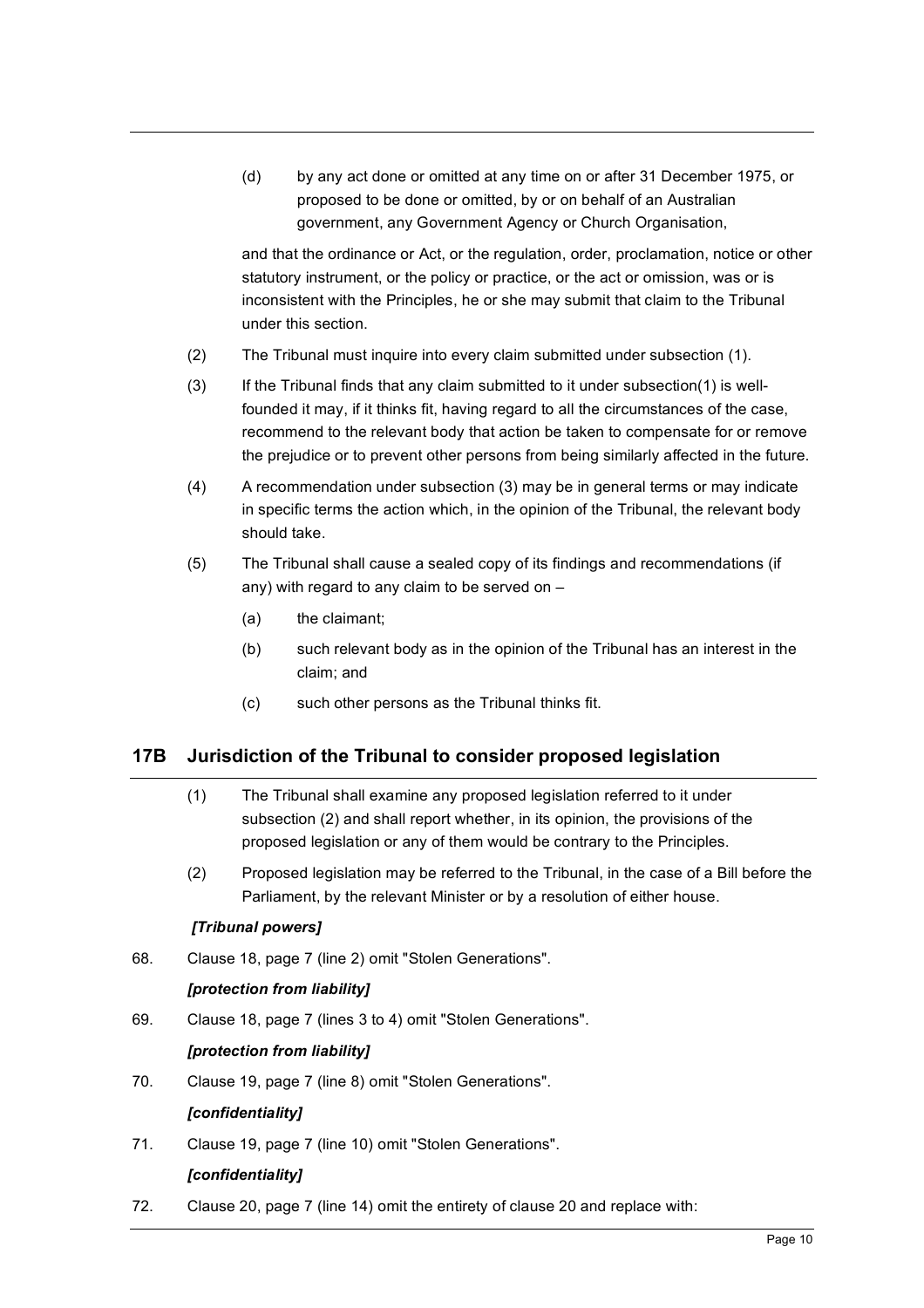(d) by any act done or omitted at any time on or after 31 December 1975, or proposed to be done or omitted, by or on behalf of an Australian government, any Government Agency or Church Organisation,

and that the ordinance or Act, or the regulation, order, proclamation, notice or other statutory instrument, or the policy or practice, or the act or omission, was or is inconsistent with the Principles, he or she may submit that claim to the Tribunal under this section.

(2) The Tribunal must inquire into every claim submitted under subsection (1).

(3) If the Tribunal finds that any claim submitted to it under subsection(1) is well-founded it may, if it thinks fit, having regard to all the circumstances of the case, recommend to the relevant body that action be taken to compensate for or remove the prejudice or to prevent other persons from being similarly affected in the future.

(4) A recommendation under subsection (3) may be in general terms or may indicate in specific terms the action which, in the opinion of the Tribunal, the relevant body should take.

(5) The Tribunal shall cause a sealed copy of its findings and recommendations (if any) with regard to any claim to be served on –

(a) the claimant;

(b) such relevant body as in the opinion of the Tribunal has an interest in the claim; and

(c) such other persons as the Tribunal thinks fit.

## 17B Jurisdiction of the Tribunal to consider proposed legislation

(1) The Tribunal shall examine any proposed legislation referred to it under subsection (2) and shall report whether, in its opinion, the provisions of the proposed legislation or any of them would be contrary to the Principles.

(2) Proposed legislation may be referred to the Tribunal, in the case of a Bill before the Parliament, by the relevant Minister or by a resolution of either house.

***[Tribunal powers]***

68. Clause 18, page 7 (line 2) omit "Stolen Generations".

***[protection from liability]***

69. Clause 18, page 7 (lines 3 to 4) omit "Stolen Generations".

***[protection from liability]***

70. Clause 19, page 7 (line 8) omit "Stolen Generations".

***[confidentiality]***

71. Clause 19, page 7 (line 10) omit "Stolen Generations".

***[confidentiality]***

72. Clause 20, page 7 (line 14) omit the entirety of clause 20 and replace with: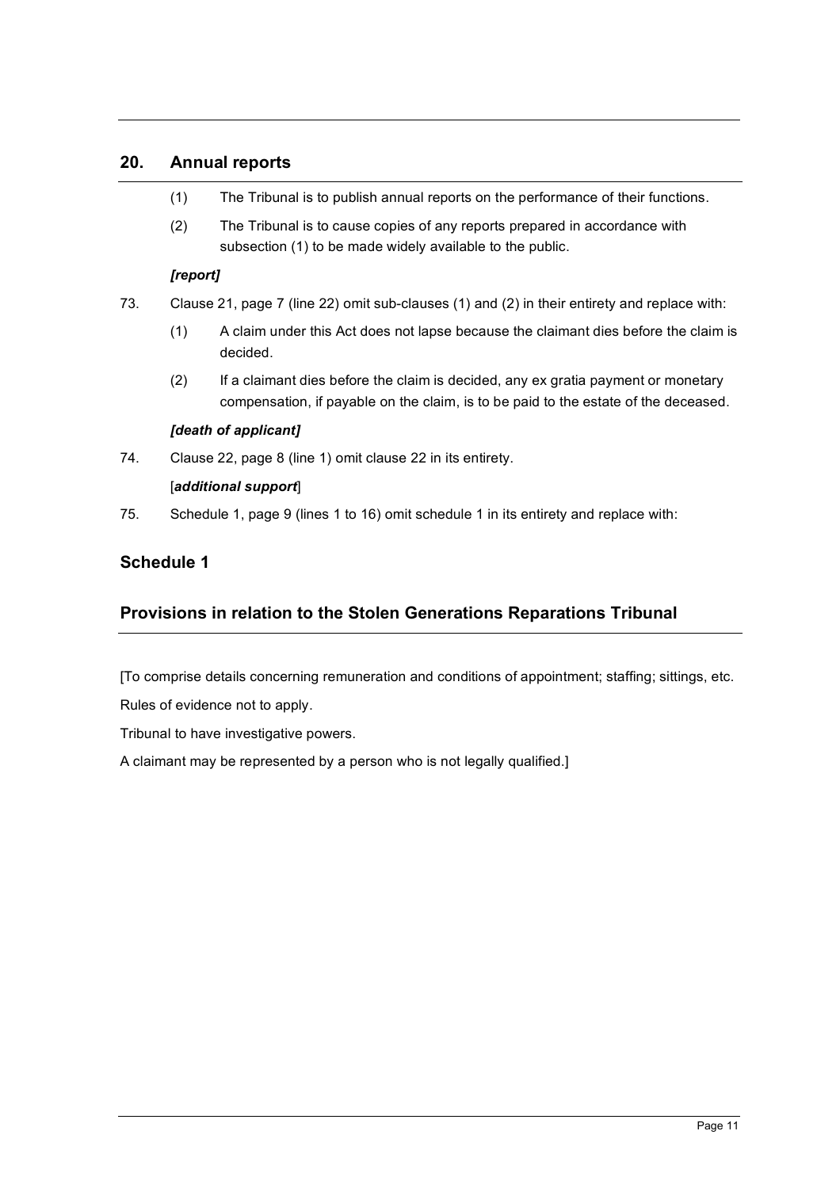## 20. Annual reports

(1) The Tribunal is to publish annual reports on the performance of their functions.

(2) The Tribunal is to cause copies of any reports prepared in accordance with subsection (1) to be made widely available to the public.

***[report]***

73. Clause 21, page 7 (line 22) omit sub-clauses (1) and (2) in their entirety and replace with:

(1) A claim under this Act does not lapse because the claimant dies before the claim is decided.

(2) If a claimant dies before the claim is decided, any ex gratia payment or monetary compensation, if payable on the claim, is to be paid to the estate of the deceased.

***[death of applicant]***

74. Clause 22, page 8 (line 1) omit clause 22 in its entirety.

[***additional support***]

75. Schedule 1, page 9 (lines 1 to 16) omit schedule 1 in its entirety and replace with:

## Schedule 1

## Provisions in relation to the Stolen Generations Reparations Tribunal

[To comprise details concerning remuneration and conditions of appointment; staffing; sittings, etc.

Rules of evidence not to apply.

Tribunal to have investigative powers.

A claimant may be represented by a person who is not legally qualified.]